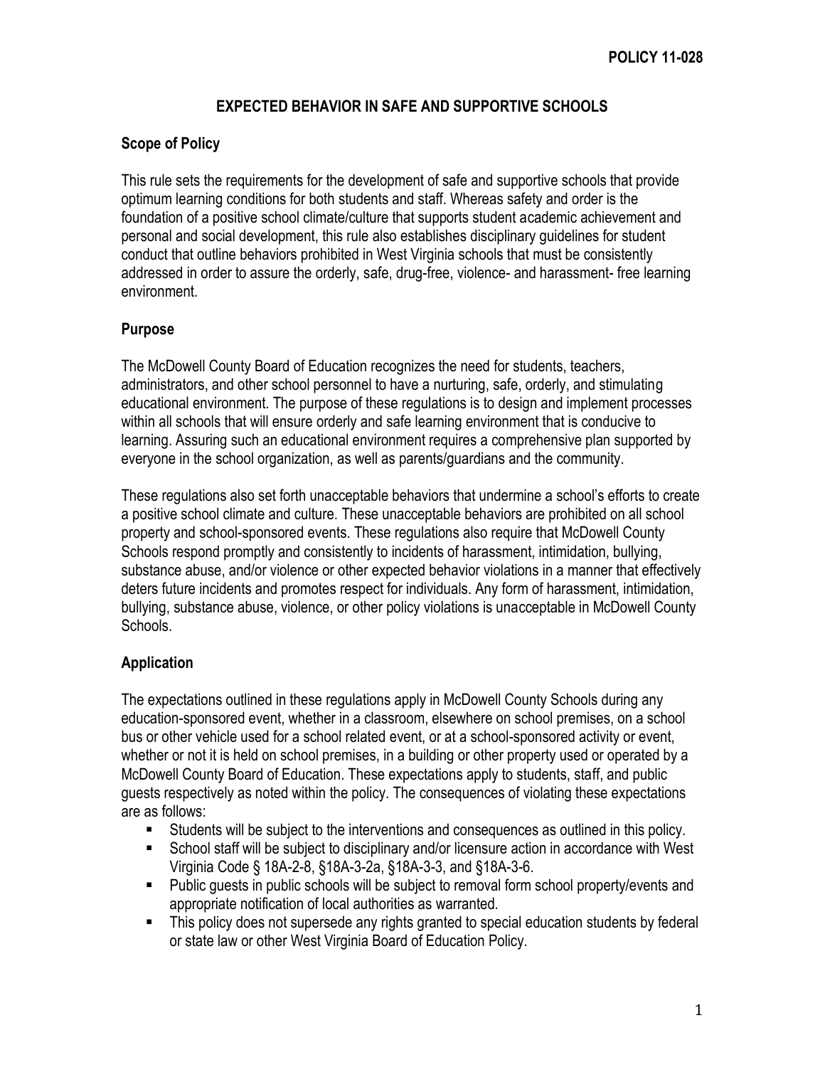**POLICY 11-028**

# EXPECTED BEHAVIOR IN SAFE AND SUPPORTIVE SCHOOLS

## Scope of Policy

This rule sets the requirements for the development of safe and supportive schools that provide optimum learning conditions for both students and staff. Whereas safety and order is the foundation of a positive school climate/culture that supports student academic achievement and personal and social development, this rule also establishes disciplinary guidelines for student conduct that outline behaviors prohibited in West Virginia schools that must be consistently addressed in order to assure the orderly, safe, drug-free, violence- and harassment- free learning environment.

## Purpose

The McDowell County Board of Education recognizes the need for students, teachers, administrators, and other school personnel to have a nurturing, safe, orderly, and stimulating educational environment. The purpose of these regulations is to design and implement processes within all schools that will ensure orderly and safe learning environment that is conducive to learning. Assuring such an educational environment requires a comprehensive plan supported by everyone in the school organization, as well as parents/guardians and the community.

These regulations also set forth unacceptable behaviors that undermine a school's efforts to create a positive school climate and culture. These unacceptable behaviors are prohibited on all school property and school-sponsored events. These regulations also require that McDowell County Schools respond promptly and consistently to incidents of harassment, intimidation, bullying, substance abuse, and/or violence or other expected behavior violations in a manner that effectively deters future incidents and promotes respect for individuals. Any form of harassment, intimidation, bullying, substance abuse, violence, or other policy violations is unacceptable in McDowell County Schools.

## Application

The expectations outlined in these regulations apply in McDowell County Schools during any education-sponsored event, whether in a classroom, elsewhere on school premises, on a school bus or other vehicle used for a school related event, or at a school-sponsored activity or event, whether or not it is held on school premises, in a building or other property used or operated by a McDowell County Board of Education. These expectations apply to students, staff, and public guests respectively as noted within the policy. The consequences of violating these expectations are as follows:

- Students will be subject to the interventions and consequences as outlined in this policy.
- School staff will be subject to disciplinary and/or licensure action in accordance with West Virginia Code § 18A-2-8, §18A-3-2a, §18A-3-3, and §18A-3-6.
- Public guests in public schools will be subject to removal form school property/events and appropriate notification of local authorities as warranted.
- This policy does not supersede any rights granted to special education students by federal or state law or other West Virginia Board of Education Policy.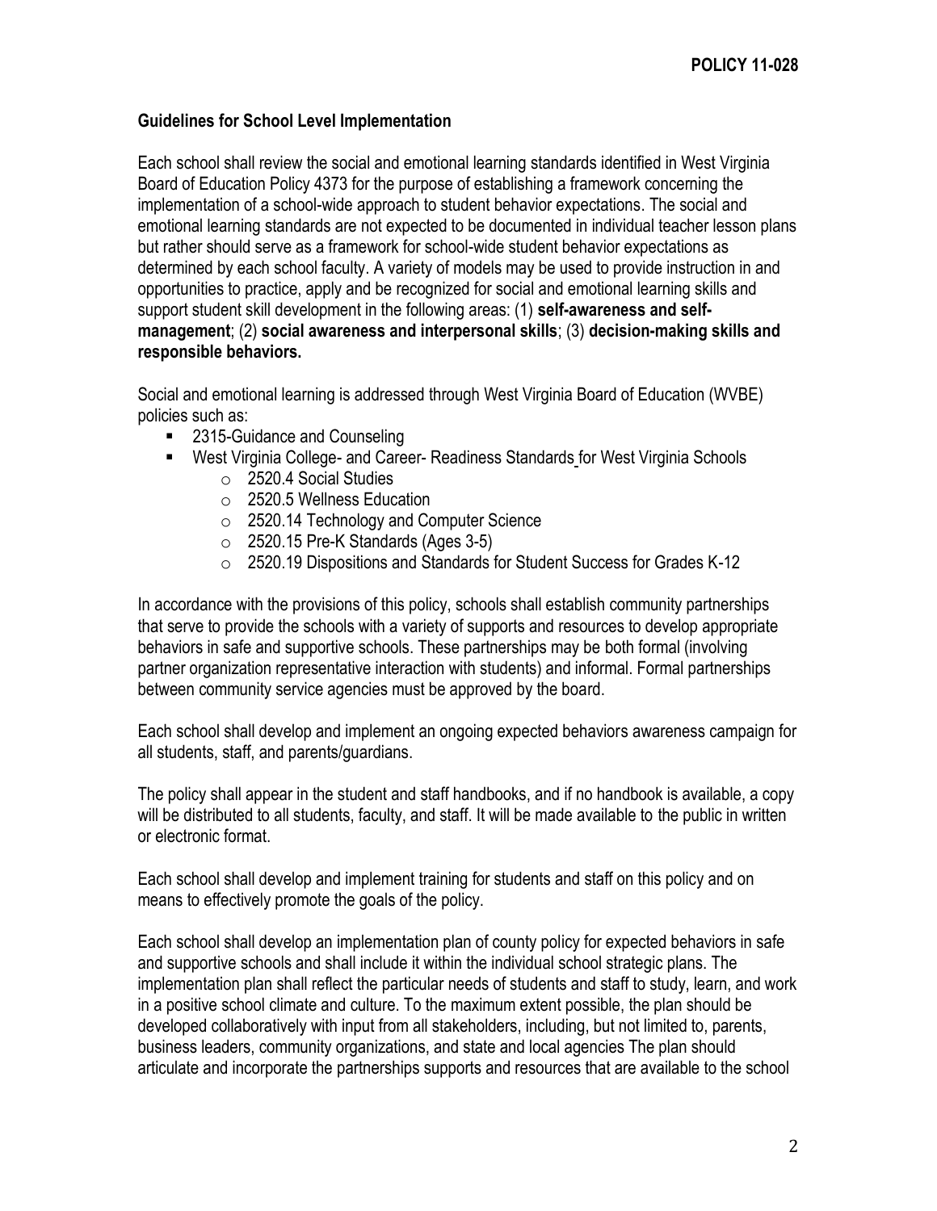### Guidelines for School Level Implementation

Each school shall review the social and emotional learning standards identified in West Virginia Board of Education Policy 4373 for the purpose of establishing a framework concerning the implementation of a school-wide approach to student behavior expectations. The social and emotional learning standards are not expected to be documented in individual teacher lesson plans but rather should serve as a framework for school-wide student behavior expectations as determined by each school faculty. A variety of models may be used to provide instruction in and opportunities to practice, apply and be recognized for social and emotional learning skills and support student skill development in the following areas: (1) **self-awareness and self-management**; (2) **social awareness and interpersonal skills**; (3) **decision-making skills and responsible behaviors.**

Social and emotional learning is addressed through West Virginia Board of Education (WVBE) policies such as:

- 2315-Guidance and Counseling
- West Virginia College- and Career- Readiness Standards for West Virginia Schools
  - 2520.4 Social Studies
  - 2520.5 Wellness Education
  - 2520.14 Technology and Computer Science
  - 2520.15 Pre-K Standards (Ages 3-5)
  - 2520.19 Dispositions and Standards for Student Success for Grades K-12

In accordance with the provisions of this policy, schools shall establish community partnerships that serve to provide the schools with a variety of supports and resources to develop appropriate behaviors in safe and supportive schools. These partnerships may be both formal (involving partner organization representative interaction with students) and informal. Formal partnerships between community service agencies must be approved by the board.

Each school shall develop and implement an ongoing expected behaviors awareness campaign for all students, staff, and parents/guardians.

The policy shall appear in the student and staff handbooks, and if no handbook is available, a copy will be distributed to all students, faculty, and staff. It will be made available to the public in written or electronic format.

Each school shall develop and implement training for students and staff on this policy and on means to effectively promote the goals of the policy.

Each school shall develop an implementation plan of county policy for expected behaviors in safe and supportive schools and shall include it within the individual school strategic plans. The implementation plan shall reflect the particular needs of students and staff to study, learn, and work in a positive school climate and culture. To the maximum extent possible, the plan should be developed collaboratively with input from all stakeholders, including, but not limited to, parents, business leaders, community organizations, and state and local agencies The plan should articulate and incorporate the partnerships supports and resources that are available to the school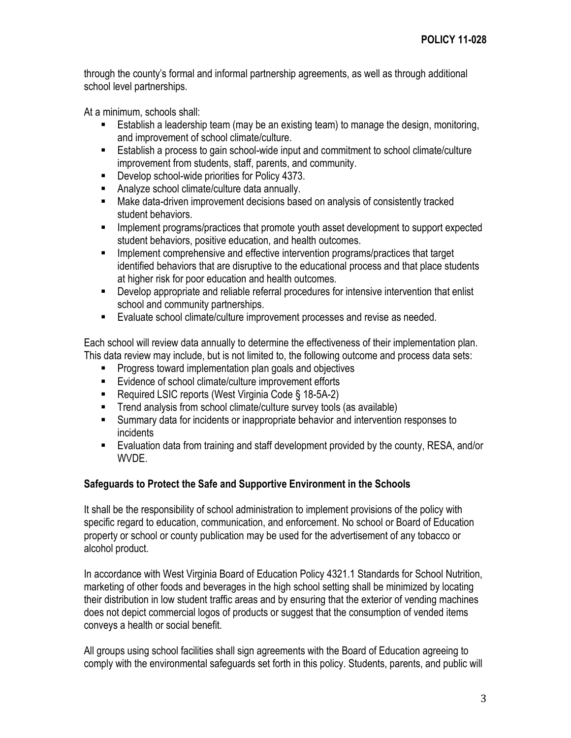through the county's formal and informal partnership agreements, as well as through additional school level partnerships.

At a minimum, schools shall:

- Establish a leadership team (may be an existing team) to manage the design, monitoring, and improvement of school climate/culture.
- Establish a process to gain school-wide input and commitment to school climate/culture improvement from students, staff, parents, and community.
- Develop school-wide priorities for Policy 4373.
- Analyze school climate/culture data annually.
- Make data-driven improvement decisions based on analysis of consistently tracked student behaviors.
- Implement programs/practices that promote youth asset development to support expected student behaviors, positive education, and health outcomes.
- Implement comprehensive and effective intervention programs/practices that target identified behaviors that are disruptive to the educational process and that place students at higher risk for poor education and health outcomes.
- Develop appropriate and reliable referral procedures for intensive intervention that enlist school and community partnerships.
- Evaluate school climate/culture improvement processes and revise as needed.

Each school will review data annually to determine the effectiveness of their implementation plan. This data review may include, but is not limited to, the following outcome and process data sets:

- Progress toward implementation plan goals and objectives
- Evidence of school climate/culture improvement efforts
- Required LSIC reports (West Virginia Code § 18-5A-2)
- Trend analysis from school climate/culture survey tools (as available)
- Summary data for incidents or inappropriate behavior and intervention responses to incidents
- Evaluation data from training and staff development provided by the county, RESA, and/or WVDE.

**Safeguards to Protect the Safe and Supportive Environment in the Schools**

It shall be the responsibility of school administration to implement provisions of the policy with specific regard to education, communication, and enforcement. No school or Board of Education property or school or county publication may be used for the advertisement of any tobacco or alcohol product.

In accordance with West Virginia Board of Education Policy 4321.1 Standards for School Nutrition, marketing of other foods and beverages in the high school setting shall be minimized by locating their distribution in low student traffic areas and by ensuring that the exterior of vending machines does not depict commercial logos of products or suggest that the consumption of vended items conveys a health or social benefit.

All groups using school facilities shall sign agreements with the Board of Education agreeing to comply with the environmental safeguards set forth in this policy. Students, parents, and public will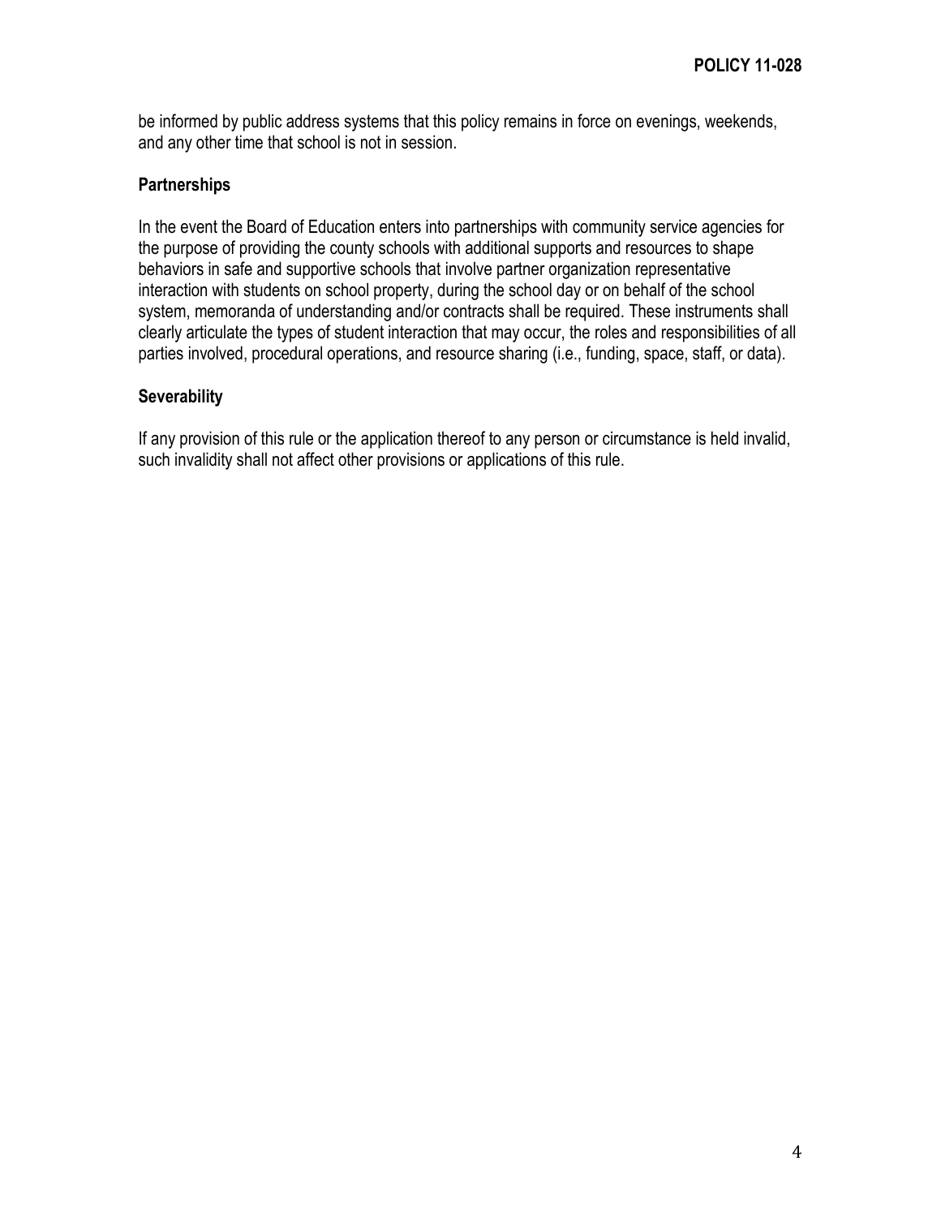be informed by public address systems that this policy remains in force on evenings, weekends, and any other time that school is not in session.

### Partnerships

In the event the Board of Education enters into partnerships with community service agencies for the purpose of providing the county schools with additional supports and resources to shape behaviors in safe and supportive schools that involve partner organization representative interaction with students on school property, during the school day or on behalf of the school system, memoranda of understanding and/or contracts shall be required. These instruments shall clearly articulate the types of student interaction that may occur, the roles and responsibilities of all parties involved, procedural operations, and resource sharing (i.e., funding, space, staff, or data).

### Severability

If any provision of this rule or the application thereof to any person or circumstance is held invalid, such invalidity shall not affect other provisions or applications of this rule.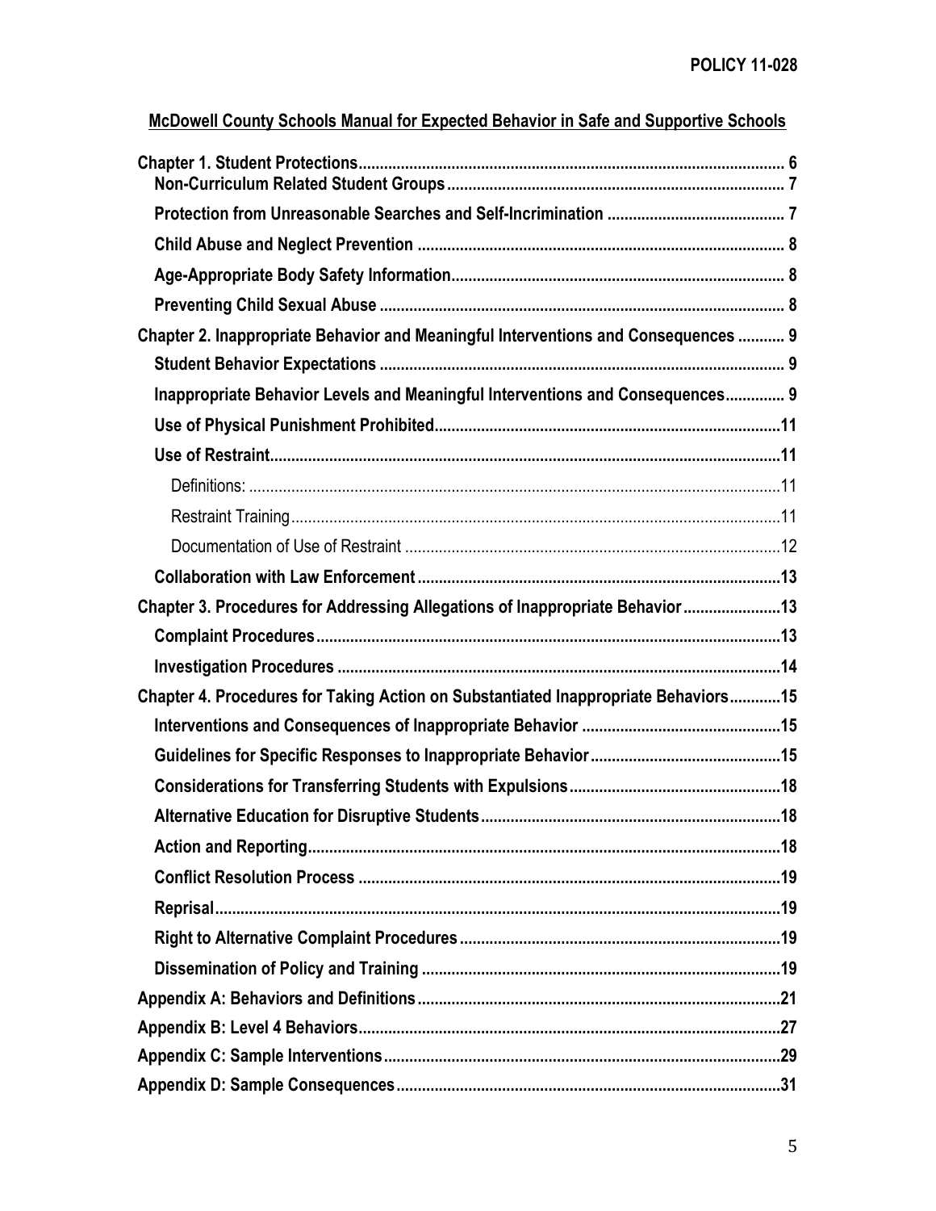POLICY 11-028

**McDowell County Schools Manual for Expected Behavior in Safe and Supportive Schools**

- **Chapter 1. Student Protections** ........ 6
  - **Non-Curriculum Related Student Groups** ........ 7
  - **Protection from Unreasonable Searches and Self-Incrimination** ........ 7
  - **Child Abuse and Neglect Prevention** ........ 8
  - **Age-Appropriate Body Safety Information** ........ 8
  - **Preventing Child Sexual Abuse** ........ 8
- **Chapter 2. Inappropriate Behavior and Meaningful Interventions and Consequences** ........ 9
  - **Student Behavior Expectations** ........ 9
  - **Inappropriate Behavior Levels and Meaningful Interventions and Consequences** ........ 9
  - **Use of Physical Punishment Prohibited** ........ 11
  - **Use of Restraint** ........ 11
    - Definitions: ........ 11
    - Restraint Training ........ 11
    - Documentation of Use of Restraint ........ 12
  - **Collaboration with Law Enforcement** ........ 13
- **Chapter 3. Procedures for Addressing Allegations of Inappropriate Behavior** ........ 13
  - **Complaint Procedures** ........ 13
  - **Investigation Procedures** ........ 14
- **Chapter 4. Procedures for Taking Action on Substantiated Inappropriate Behaviors** ........ 15
  - **Interventions and Consequences of Inappropriate Behavior** ........ 15
  - **Guidelines for Specific Responses to Inappropriate Behavior** ........ 15
  - **Considerations for Transferring Students with Expulsions** ........ 18
  - **Alternative Education for Disruptive Students** ........ 18
  - **Action and Reporting** ........ 18
  - **Conflict Resolution Process** ........ 19
  - **Reprisal** ........ 19
  - **Right to Alternative Complaint Procedures** ........ 19
  - **Dissemination of Policy and Training** ........ 19
- **Appendix A: Behaviors and Definitions** ........ 21
- **Appendix B: Level 4 Behaviors** ........ 27
- **Appendix C: Sample Interventions** ........ 29
- **Appendix D: Sample Consequences** ........ 31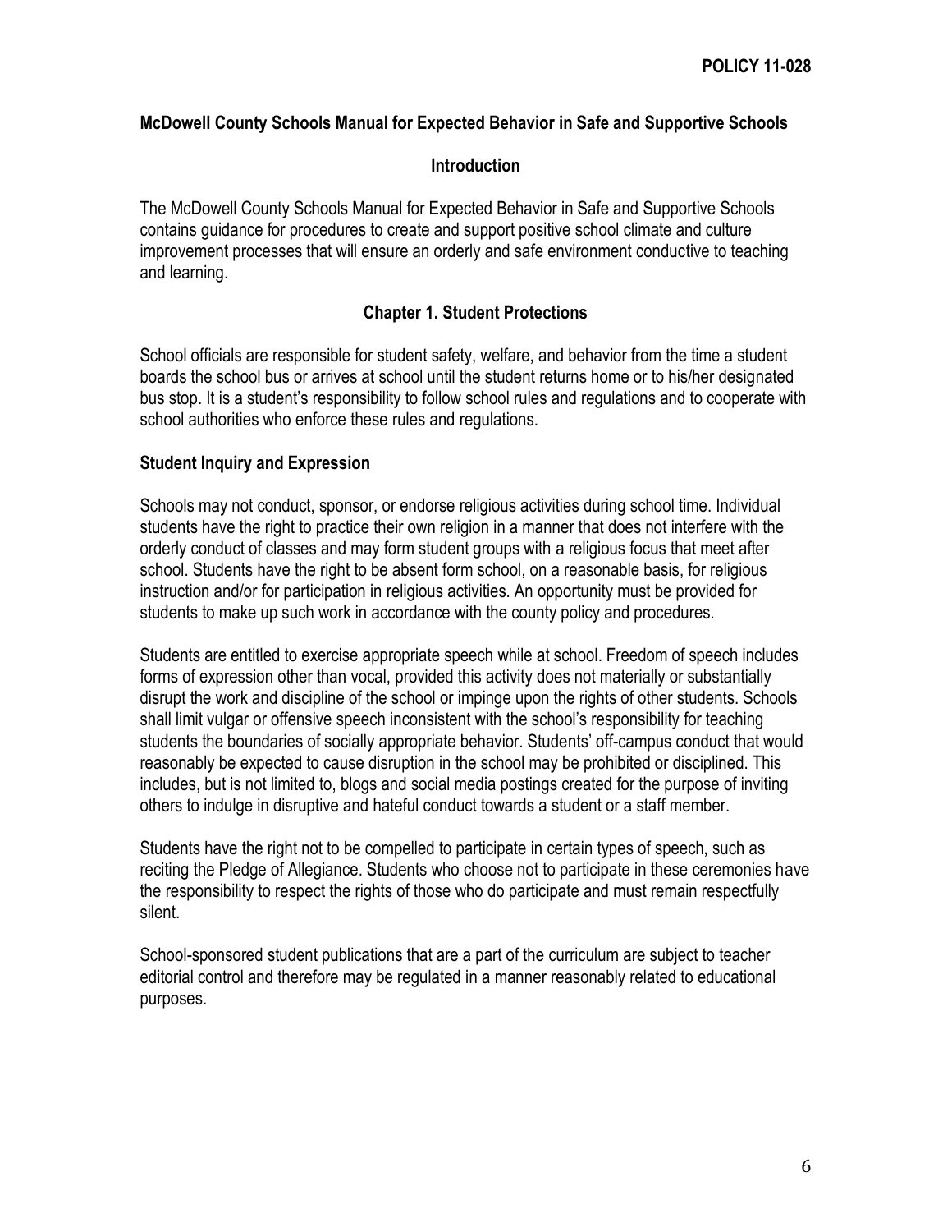**POLICY 11-028**

## McDowell County Schools Manual for Expected Behavior in Safe and Supportive Schools

### Introduction

The McDowell County Schools Manual for Expected Behavior in Safe and Supportive Schools contains guidance for procedures to create and support positive school climate and culture improvement processes that will ensure an orderly and safe environment conductive to teaching and learning.

### Chapter 1. Student Protections

School officials are responsible for student safety, welfare, and behavior from the time a student boards the school bus or arrives at school until the student returns home or to his/her designated bus stop. It is a student's responsibility to follow school rules and regulations and to cooperate with school authorities who enforce these rules and regulations.

#### Student Inquiry and Expression

Schools may not conduct, sponsor, or endorse religious activities during school time. Individual students have the right to practice their own religion in a manner that does not interfere with the orderly conduct of classes and may form student groups with a religious focus that meet after school. Students have the right to be absent form school, on a reasonable basis, for religious instruction and/or for participation in religious activities. An opportunity must be provided for students to make up such work in accordance with the county policy and procedures.

Students are entitled to exercise appropriate speech while at school. Freedom of speech includes forms of expression other than vocal, provided this activity does not materially or substantially disrupt the work and discipline of the school or impinge upon the rights of other students. Schools shall limit vulgar or offensive speech inconsistent with the school's responsibility for teaching students the boundaries of socially appropriate behavior. Students' off-campus conduct that would reasonably be expected to cause disruption in the school may be prohibited or disciplined. This includes, but is not limited to, blogs and social media postings created for the purpose of inviting others to indulge in disruptive and hateful conduct towards a student or a staff member.

Students have the right not to be compelled to participate in certain types of speech, such as reciting the Pledge of Allegiance. Students who choose not to participate in these ceremonies have the responsibility to respect the rights of those who do participate and must remain respectfully silent.

School-sponsored student publications that are a part of the curriculum are subject to teacher editorial control and therefore may be regulated in a manner reasonably related to educational purposes.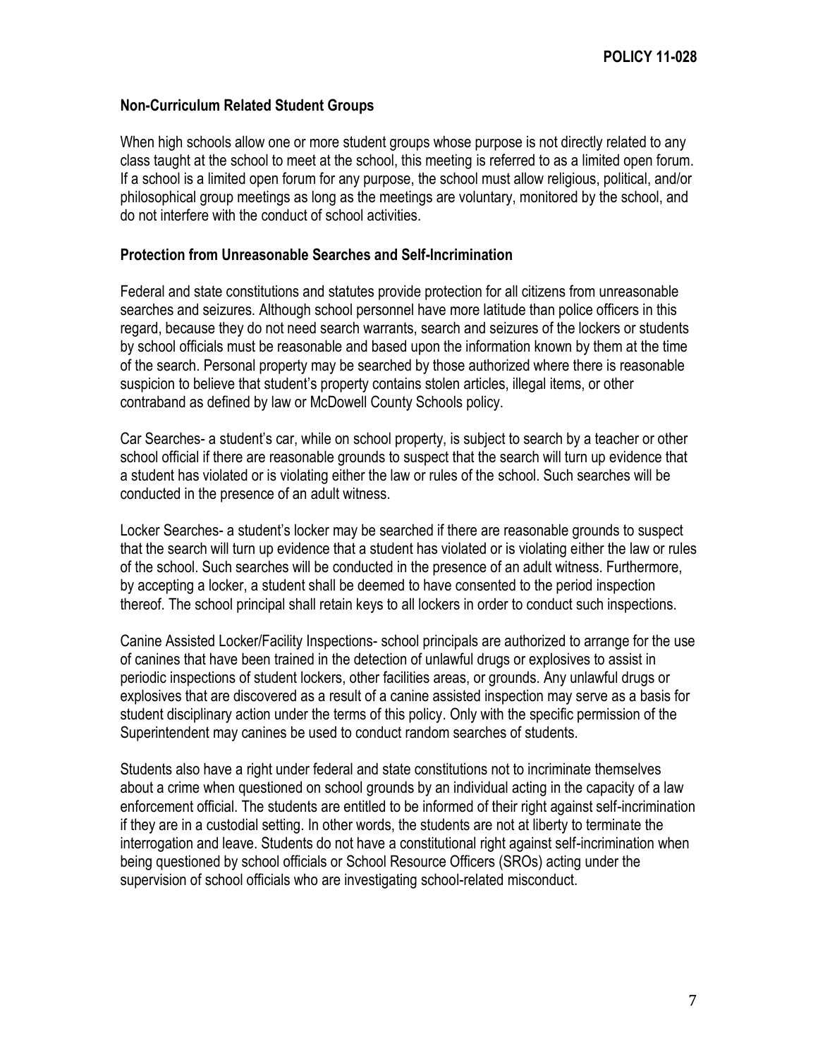### Non-Curriculum Related Student Groups

When high schools allow one or more student groups whose purpose is not directly related to any class taught at the school to meet at the school, this meeting is referred to as a limited open forum. If a school is a limited open forum for any purpose, the school must allow religious, political, and/or philosophical group meetings as long as the meetings are voluntary, monitored by the school, and do not interfere with the conduct of school activities.

### Protection from Unreasonable Searches and Self-Incrimination

Federal and state constitutions and statutes provide protection for all citizens from unreasonable searches and seizures. Although school personnel have more latitude than police officers in this regard, because they do not need search warrants, search and seizures of the lockers or students by school officials must be reasonable and based upon the information known by them at the time of the search. Personal property may be searched by those authorized where there is reasonable suspicion to believe that student's property contains stolen articles, illegal items, or other contraband as defined by law or McDowell County Schools policy.

Car Searches- a student's car, while on school property, is subject to search by a teacher or other school official if there are reasonable grounds to suspect that the search will turn up evidence that a student has violated or is violating either the law or rules of the school. Such searches will be conducted in the presence of an adult witness.

Locker Searches- a student's locker may be searched if there are reasonable grounds to suspect that the search will turn up evidence that a student has violated or is violating either the law or rules of the school. Such searches will be conducted in the presence of an adult witness. Furthermore, by accepting a locker, a student shall be deemed to have consented to the period inspection thereof. The school principal shall retain keys to all lockers in order to conduct such inspections.

Canine Assisted Locker/Facility Inspections- school principals are authorized to arrange for the use of canines that have been trained in the detection of unlawful drugs or explosives to assist in periodic inspections of student lockers, other facilities areas, or grounds. Any unlawful drugs or explosives that are discovered as a result of a canine assisted inspection may serve as a basis for student disciplinary action under the terms of this policy. Only with the specific permission of the Superintendent may canines be used to conduct random searches of students.

Students also have a right under federal and state constitutions not to incriminate themselves about a crime when questioned on school grounds by an individual acting in the capacity of a law enforcement official. The students are entitled to be informed of their right against self-incrimination if they are in a custodial setting. In other words, the students are not at liberty to terminate the interrogation and leave. Students do not have a constitutional right against self-incrimination when being questioned by school officials or School Resource Officers (SROs) acting under the supervision of school officials who are investigating school-related misconduct.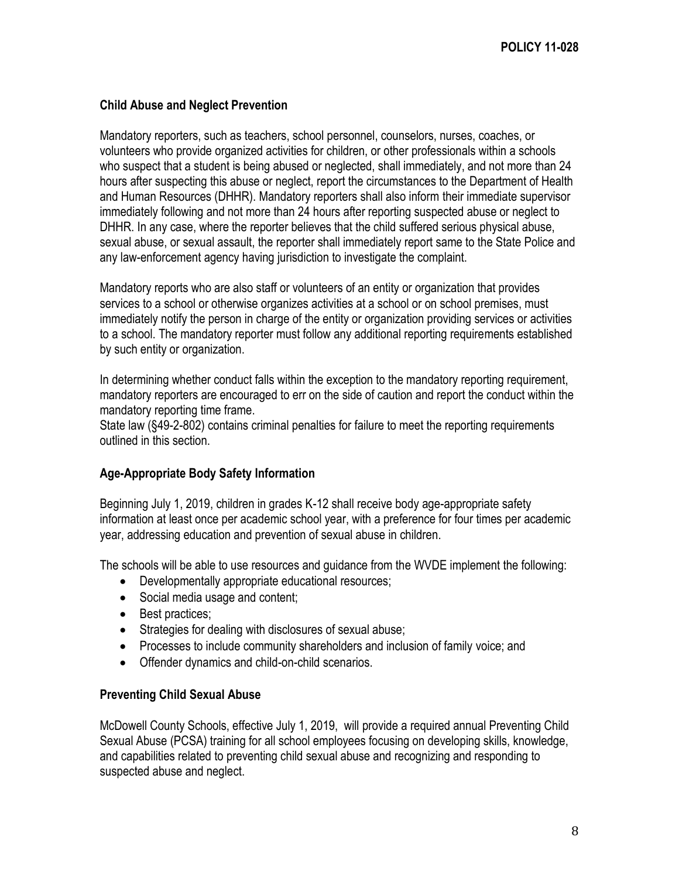### Child Abuse and Neglect Prevention

Mandatory reporters, such as teachers, school personnel, counselors, nurses, coaches, or volunteers who provide organized activities for children, or other professionals within a schools who suspect that a student is being abused or neglected, shall immediately, and not more than 24 hours after suspecting this abuse or neglect, report the circumstances to the Department of Health and Human Resources (DHHR). Mandatory reporters shall also inform their immediate supervisor immediately following and not more than 24 hours after reporting suspected abuse or neglect to DHHR. In any case, where the reporter believes that the child suffered serious physical abuse, sexual abuse, or sexual assault, the reporter shall immediately report same to the State Police and any law-enforcement agency having jurisdiction to investigate the complaint.

Mandatory reports who are also staff or volunteers of an entity or organization that provides services to a school or otherwise organizes activities at a school or on school premises, must immediately notify the person in charge of the entity or organization providing services or activities to a school. The mandatory reporter must follow any additional reporting requirements established by such entity or organization.

In determining whether conduct falls within the exception to the mandatory reporting requirement, mandatory reporters are encouraged to err on the side of caution and report the conduct within the mandatory reporting time frame.
State law (§49-2-802) contains criminal penalties for failure to meet the reporting requirements outlined in this section.

### Age-Appropriate Body Safety Information

Beginning July 1, 2019, children in grades K-12 shall receive body age-appropriate safety information at least once per academic school year, with a preference for four times per academic year, addressing education and prevention of sexual abuse in children.

The schools will be able to use resources and guidance from the WVDE implement the following:

- Developmentally appropriate educational resources;
- Social media usage and content;
- Best practices;
- Strategies for dealing with disclosures of sexual abuse;
- Processes to include community shareholders and inclusion of family voice; and
- Offender dynamics and child-on-child scenarios.

### Preventing Child Sexual Abuse

McDowell County Schools, effective July 1, 2019, will provide a required annual Preventing Child Sexual Abuse (PCSA) training for all school employees focusing on developing skills, knowledge, and capabilities related to preventing child sexual abuse and recognizing and responding to suspected abuse and neglect.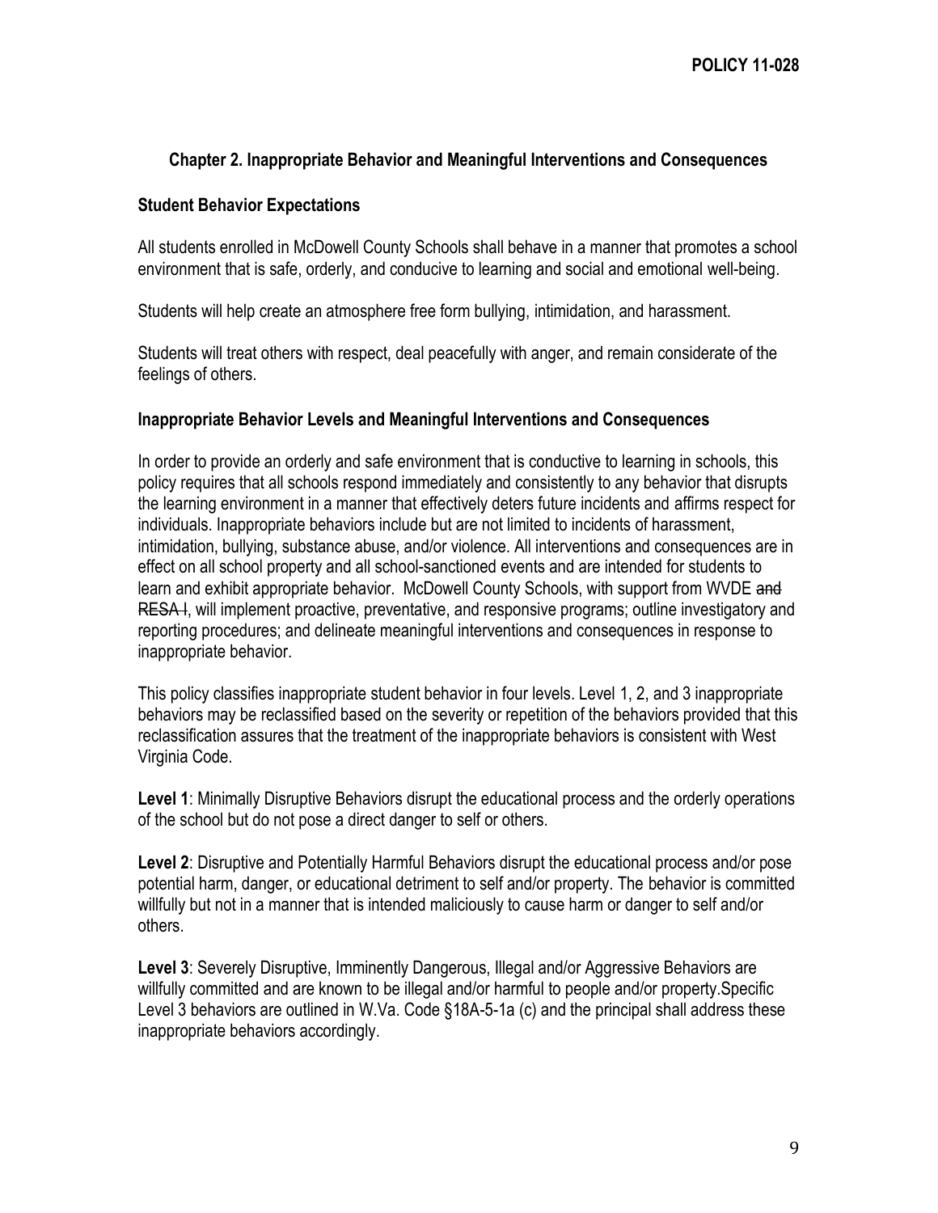## Chapter 2. Inappropriate Behavior and Meaningful Interventions and Consequences

### Student Behavior Expectations

All students enrolled in McDowell County Schools shall behave in a manner that promotes a school environment that is safe, orderly, and conducive to learning and social and emotional well-being.

Students will help create an atmosphere free form bullying, intimidation, and harassment.

Students will treat others with respect, deal peacefully with anger, and remain considerate of the feelings of others.

### Inappropriate Behavior Levels and Meaningful Interventions and Consequences

In order to provide an orderly and safe environment that is conductive to learning in schools, this policy requires that all schools respond immediately and consistently to any behavior that disrupts the learning environment in a manner that effectively deters future incidents and affirms respect for individuals. Inappropriate behaviors include but are not limited to incidents of harassment, intimidation, bullying, substance abuse, and/or violence. All interventions and consequences are in effect on all school property and all school-sanctioned events and are intended for students to learn and exhibit appropriate behavior. McDowell County Schools, with support from WVDE ~~and RESA I~~, will implement proactive, preventative, and responsive programs; outline investigatory and reporting procedures; and delineate meaningful interventions and consequences in response to inappropriate behavior.

This policy classifies inappropriate student behavior in four levels. Level 1, 2, and 3 inappropriate behaviors may be reclassified based on the severity or repetition of the behaviors provided that this reclassification assures that the treatment of the inappropriate behaviors is consistent with West Virginia Code.

**Level 1**: Minimally Disruptive Behaviors disrupt the educational process and the orderly operations of the school but do not pose a direct danger to self or others.

**Level 2**: Disruptive and Potentially Harmful Behaviors disrupt the educational process and/or pose potential harm, danger, or educational detriment to self and/or property. The behavior is committed willfully but not in a manner that is intended maliciously to cause harm or danger to self and/or others.

**Level 3**: Severely Disruptive, Imminently Dangerous, Illegal and/or Aggressive Behaviors are willfully committed and are known to be illegal and/or harmful to people and/or property.Specific Level 3 behaviors are outlined in W.Va. Code §18A-5-1a (c) and the principal shall address these inappropriate behaviors accordingly.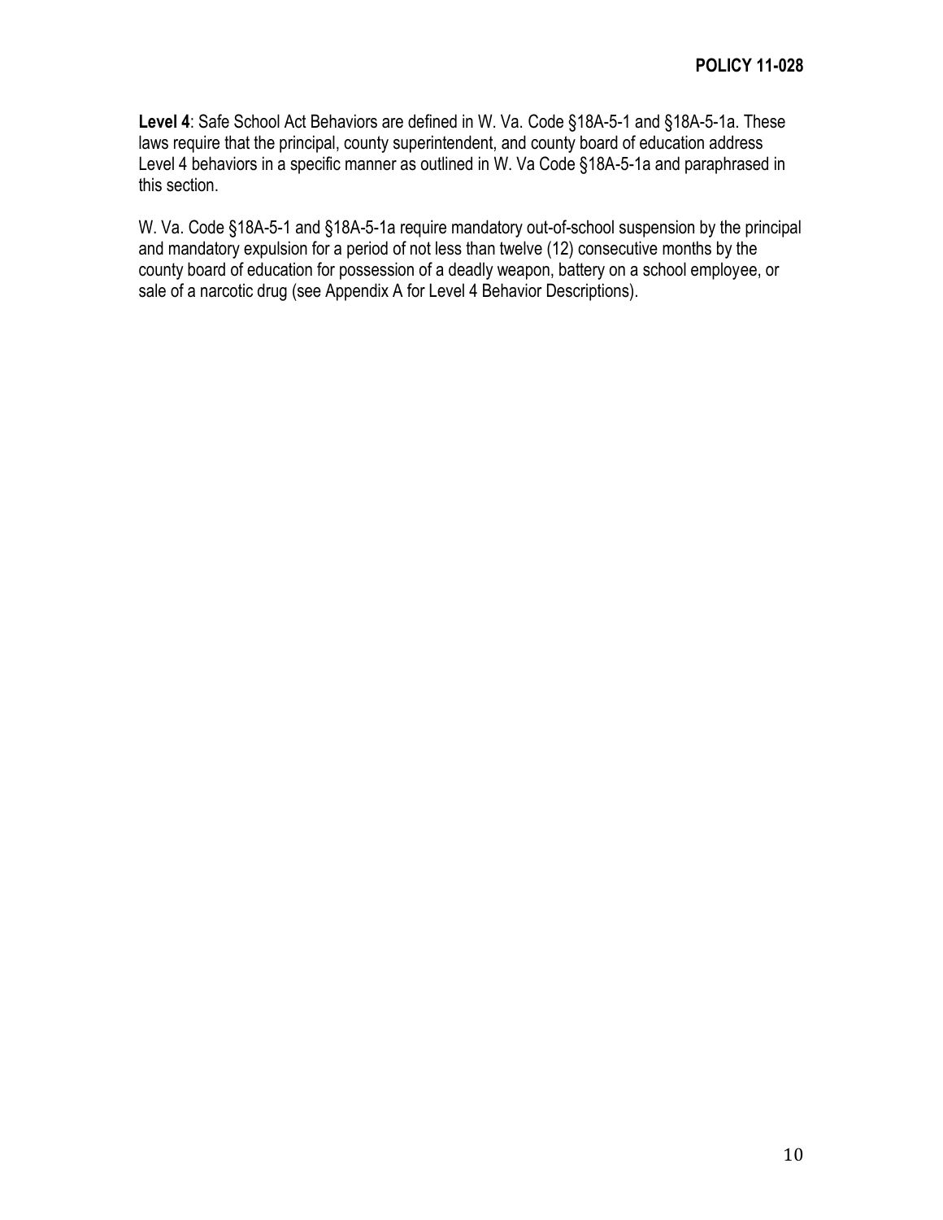**Level 4**: Safe School Act Behaviors are defined in W. Va. Code §18A-5-1 and §18A-5-1a. These laws require that the principal, county superintendent, and county board of education address Level 4 behaviors in a specific manner as outlined in W. Va Code §18A-5-1a and paraphrased in this section.

W. Va. Code §18A-5-1 and §18A-5-1a require mandatory out-of-school suspension by the principal and mandatory expulsion for a period of not less than twelve (12) consecutive months by the county board of education for possession of a deadly weapon, battery on a school employee, or sale of a narcotic drug (see Appendix A for Level 4 Behavior Descriptions).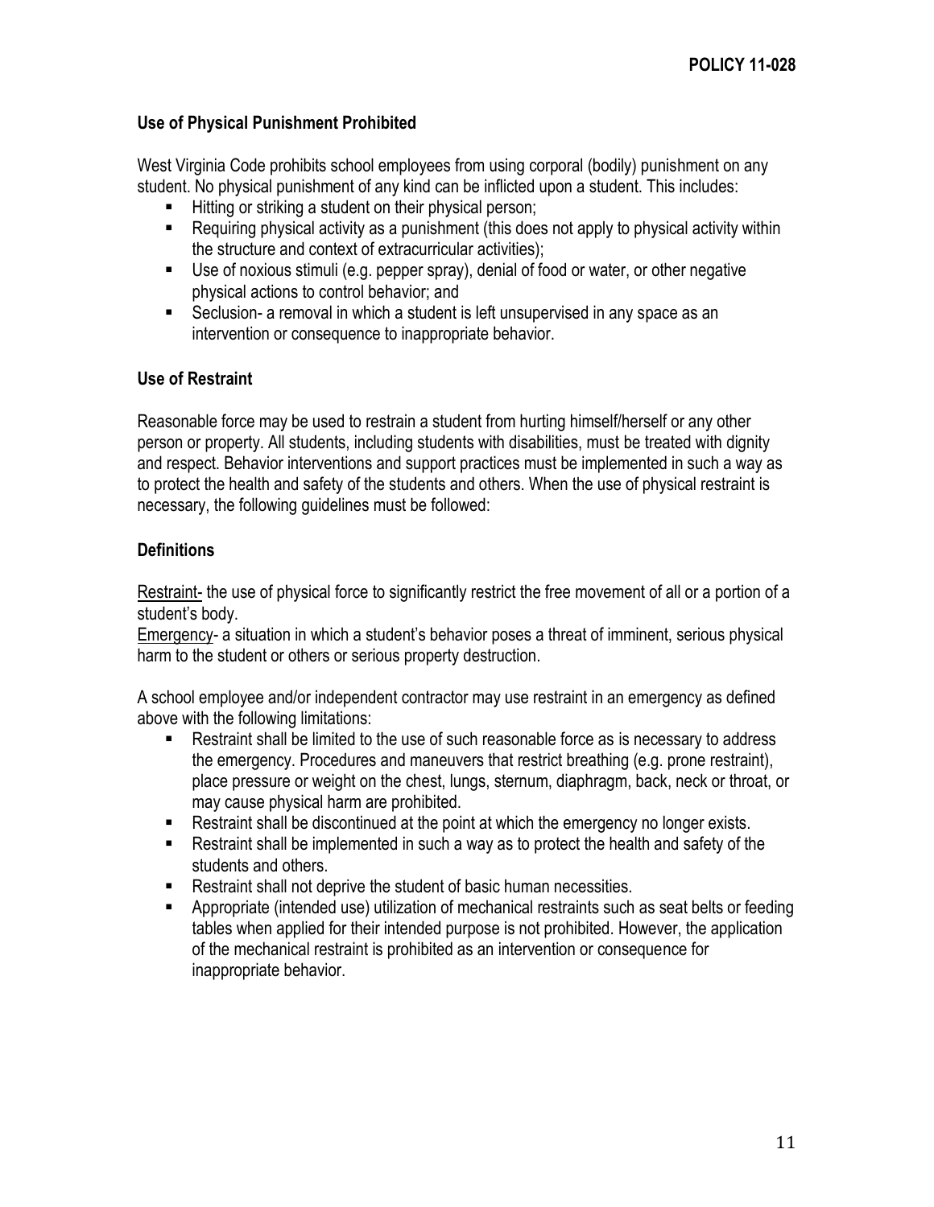### Use of Physical Punishment Prohibited

West Virginia Code prohibits school employees from using corporal (bodily) punishment on any student. No physical punishment of any kind can be inflicted upon a student. This includes:

- Hitting or striking a student on their physical person;
- Requiring physical activity as a punishment (this does not apply to physical activity within the structure and context of extracurricular activities);
- Use of noxious stimuli (e.g. pepper spray), denial of food or water, or other negative physical actions to control behavior; and
- Seclusion- a removal in which a student is left unsupervised in any space as an intervention or consequence to inappropriate behavior.

### Use of Restraint

Reasonable force may be used to restrain a student from hurting himself/herself or any other person or property. All students, including students with disabilities, must be treated with dignity and respect. Behavior interventions and support practices must be implemented in such a way as to protect the health and safety of the students and others. When the use of physical restraint is necessary, the following guidelines must be followed:

### Definitions

Restraint- the use of physical force to significantly restrict the free movement of all or a portion of a student's body.

Emergency- a situation in which a student's behavior poses a threat of imminent, serious physical harm to the student or others or serious property destruction.

A school employee and/or independent contractor may use restraint in an emergency as defined above with the following limitations:

- Restraint shall be limited to the use of such reasonable force as is necessary to address the emergency. Procedures and maneuvers that restrict breathing (e.g. prone restraint), place pressure or weight on the chest, lungs, sternum, diaphragm, back, neck or throat, or may cause physical harm are prohibited.
- Restraint shall be discontinued at the point at which the emergency no longer exists.
- Restraint shall be implemented in such a way as to protect the health and safety of the students and others.
- Restraint shall not deprive the student of basic human necessities.
- Appropriate (intended use) utilization of mechanical restraints such as seat belts or feeding tables when applied for their intended purpose is not prohibited. However, the application of the mechanical restraint is prohibited as an intervention or consequence for inappropriate behavior.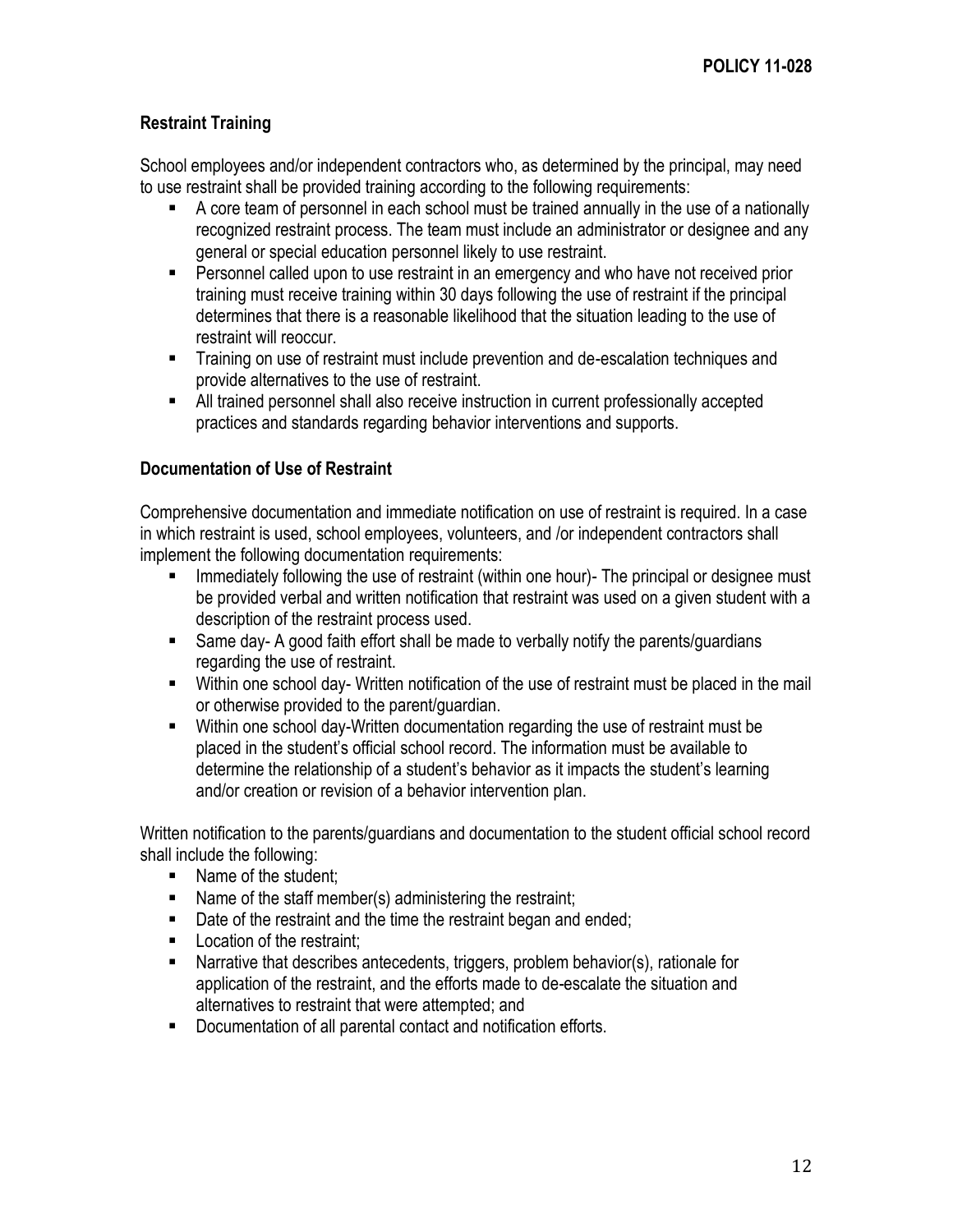### Restraint Training

School employees and/or independent contractors who, as determined by the principal, may need to use restraint shall be provided training according to the following requirements:

- A core team of personnel in each school must be trained annually in the use of a nationally recognized restraint process. The team must include an administrator or designee and any general or special education personnel likely to use restraint.
- Personnel called upon to use restraint in an emergency and who have not received prior training must receive training within 30 days following the use of restraint if the principal determines that there is a reasonable likelihood that the situation leading to the use of restraint will reoccur.
- Training on use of restraint must include prevention and de-escalation techniques and provide alternatives to the use of restraint.
- All trained personnel shall also receive instruction in current professionally accepted practices and standards regarding behavior interventions and supports.

### Documentation of Use of Restraint

Comprehensive documentation and immediate notification on use of restraint is required. In a case in which restraint is used, school employees, volunteers, and /or independent contractors shall implement the following documentation requirements:

- Immediately following the use of restraint (within one hour)- The principal or designee must be provided verbal and written notification that restraint was used on a given student with a description of the restraint process used.
- Same day- A good faith effort shall be made to verbally notify the parents/guardians regarding the use of restraint.
- Within one school day- Written notification of the use of restraint must be placed in the mail or otherwise provided to the parent/guardian.
- Within one school day-Written documentation regarding the use of restraint must be placed in the student's official school record. The information must be available to determine the relationship of a student's behavior as it impacts the student's learning and/or creation or revision of a behavior intervention plan.

Written notification to the parents/guardians and documentation to the student official school record shall include the following:

- Name of the student;
- Name of the staff member(s) administering the restraint;
- Date of the restraint and the time the restraint began and ended;
- Location of the restraint;
- Narrative that describes antecedents, triggers, problem behavior(s), rationale for application of the restraint, and the efforts made to de-escalate the situation and alternatives to restraint that were attempted; and
- Documentation of all parental contact and notification efforts.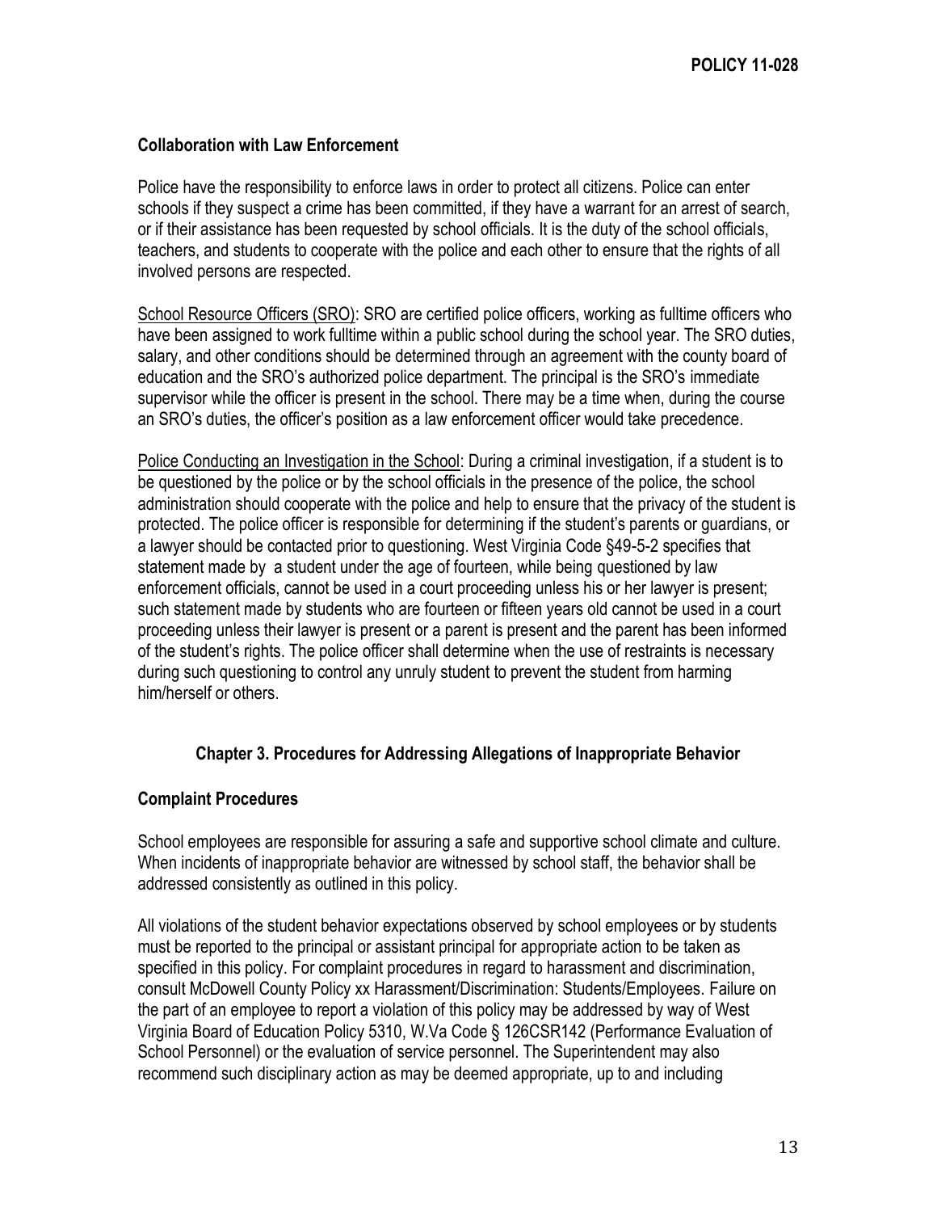### Collaboration with Law Enforcement

Police have the responsibility to enforce laws in order to protect all citizens. Police can enter schools if they suspect a crime has been committed, if they have a warrant for an arrest of search, or if their assistance has been requested by school officials. It is the duty of the school officials, teachers, and students to cooperate with the police and each other to ensure that the rights of all involved persons are respected.

<u>School Resource Officers (SRO)</u>: SRO are certified police officers, working as fulltime officers who have been assigned to work fulltime within a public school during the school year. The SRO duties, salary, and other conditions should be determined through an agreement with the county board of education and the SRO's authorized police department. The principal is the SRO's immediate supervisor while the officer is present in the school. There may be a time when, during the course an SRO's duties, the officer's position as a law enforcement officer would take precedence.

<u>Police Conducting an Investigation in the School</u>: During a criminal investigation, if a student is to be questioned by the police or by the school officials in the presence of the police, the school administration should cooperate with the police and help to ensure that the privacy of the student is protected. The police officer is responsible for determining if the student's parents or guardians, or a lawyer should be contacted prior to questioning. West Virginia Code §49-5-2 specifies that statement made by a student under the age of fourteen, while being questioned by law enforcement officials, cannot be used in a court proceeding unless his or her lawyer is present; such statement made by students who are fourteen or fifteen years old cannot be used in a court proceeding unless their lawyer is present or a parent is present and the parent has been informed of the student's rights. The police officer shall determine when the use of restraints is necessary during such questioning to control any unruly student to prevent the student from harming him/herself or others.

## Chapter 3. Procedures for Addressing Allegations of Inappropriate Behavior

### Complaint Procedures

School employees are responsible for assuring a safe and supportive school climate and culture. When incidents of inappropriate behavior are witnessed by school staff, the behavior shall be addressed consistently as outlined in this policy.

All violations of the student behavior expectations observed by school employees or by students must be reported to the principal or assistant principal for appropriate action to be taken as specified in this policy. For complaint procedures in regard to harassment and discrimination, consult McDowell County Policy xx Harassment/Discrimination: Students/Employees. Failure on the part of an employee to report a violation of this policy may be addressed by way of West Virginia Board of Education Policy 5310, W.Va Code § 126CSR142 (Performance Evaluation of School Personnel) or the evaluation of service personnel. The Superintendent may also recommend such disciplinary action as may be deemed appropriate, up to and including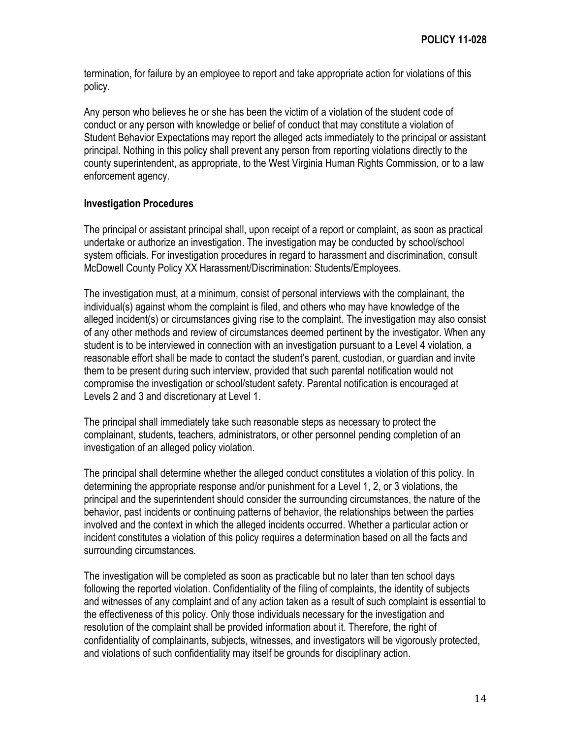termination, for failure by an employee to report and take appropriate action for violations of this policy.

Any person who believes he or she has been the victim of a violation of the student code of conduct or any person with knowledge or belief of conduct that may constitute a violation of Student Behavior Expectations may report the alleged acts immediately to the principal or assistant principal. Nothing in this policy shall prevent any person from reporting violations directly to the county superintendent, as appropriate, to the West Virginia Human Rights Commission, or to a law enforcement agency.

**Investigation Procedures**

The principal or assistant principal shall, upon receipt of a report or complaint, as soon as practical undertake or authorize an investigation. The investigation may be conducted by school/school system officials. For investigation procedures in regard to harassment and discrimination, consult McDowell County Policy XX Harassment/Discrimination: Students/Employees.

The investigation must, at a minimum, consist of personal interviews with the complainant, the individual(s) against whom the complaint is filed, and others who may have knowledge of the alleged incident(s) or circumstances giving rise to the complaint. The investigation may also consist of any other methods and review of circumstances deemed pertinent by the investigator. When any student is to be interviewed in connection with an investigation pursuant to a Level 4 violation, a reasonable effort shall be made to contact the student's parent, custodian, or guardian and invite them to be present during such interview, provided that such parental notification would not compromise the investigation or school/student safety. Parental notification is encouraged at Levels 2 and 3 and discretionary at Level 1.

The principal shall immediately take such reasonable steps as necessary to protect the complainant, students, teachers, administrators, or other personnel pending completion of an investigation of an alleged policy violation.

The principal shall determine whether the alleged conduct constitutes a violation of this policy. In determining the appropriate response and/or punishment for a Level 1, 2, or 3 violations, the principal and the superintendent should consider the surrounding circumstances, the nature of the behavior, past incidents or continuing patterns of behavior, the relationships between the parties involved and the context in which the alleged incidents occurred. Whether a particular action or incident constitutes a violation of this policy requires a determination based on all the facts and surrounding circumstances.

The investigation will be completed as soon as practicable but no later than ten school days following the reported violation. Confidentiality of the filing of complaints, the identity of subjects and witnesses of any complaint and of any action taken as a result of such complaint is essential to the effectiveness of this policy. Only those individuals necessary for the investigation and resolution of the complaint shall be provided information about it. Therefore, the right of confidentiality of complainants, subjects, witnesses, and investigators will be vigorously protected, and violations of such confidentiality may itself be grounds for disciplinary action.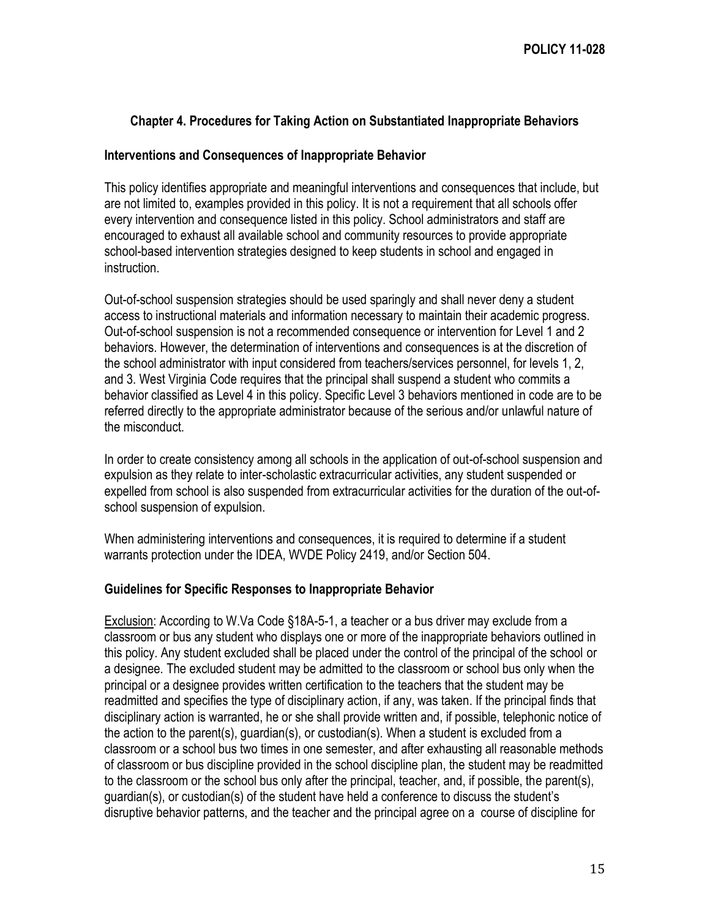### Chapter 4. Procedures for Taking Action on Substantiated Inappropriate Behaviors

**Interventions and Consequences of Inappropriate Behavior**

This policy identifies appropriate and meaningful interventions and consequences that include, but are not limited to, examples provided in this policy. It is not a requirement that all schools offer every intervention and consequence listed in this policy. School administrators and staff are encouraged to exhaust all available school and community resources to provide appropriate school-based intervention strategies designed to keep students in school and engaged in instruction.

Out-of-school suspension strategies should be used sparingly and shall never deny a student access to instructional materials and information necessary to maintain their academic progress. Out-of-school suspension is not a recommended consequence or intervention for Level 1 and 2 behaviors. However, the determination of interventions and consequences is at the discretion of the school administrator with input considered from teachers/services personnel, for levels 1, 2, and 3. West Virginia Code requires that the principal shall suspend a student who commits a behavior classified as Level 4 in this policy. Specific Level 3 behaviors mentioned in code are to be referred directly to the appropriate administrator because of the serious and/or unlawful nature of the misconduct.

In order to create consistency among all schools in the application of out-of-school suspension and expulsion as they relate to inter-scholastic extracurricular activities, any student suspended or expelled from school is also suspended from extracurricular activities for the duration of the out-of-school suspension of expulsion.

When administering interventions and consequences, it is required to determine if a student warrants protection under the IDEA, WVDE Policy 2419, and/or Section 504.

**Guidelines for Specific Responses to Inappropriate Behavior**

Exclusion: According to W.Va Code §18A-5-1, a teacher or a bus driver may exclude from a classroom or bus any student who displays one or more of the inappropriate behaviors outlined in this policy. Any student excluded shall be placed under the control of the principal of the school or a designee. The excluded student may be admitted to the classroom or school bus only when the principal or a designee provides written certification to the teachers that the student may be readmitted and specifies the type of disciplinary action, if any, was taken. If the principal finds that disciplinary action is warranted, he or she shall provide written and, if possible, telephonic notice of the action to the parent(s), guardian(s), or custodian(s). When a student is excluded from a classroom or a school bus two times in one semester, and after exhausting all reasonable methods of classroom or bus discipline provided in the school discipline plan, the student may be readmitted to the classroom or the school bus only after the principal, teacher, and, if possible, the parent(s), guardian(s), or custodian(s) of the student have held a conference to discuss the student's disruptive behavior patterns, and the teacher and the principal agree on a course of discipline for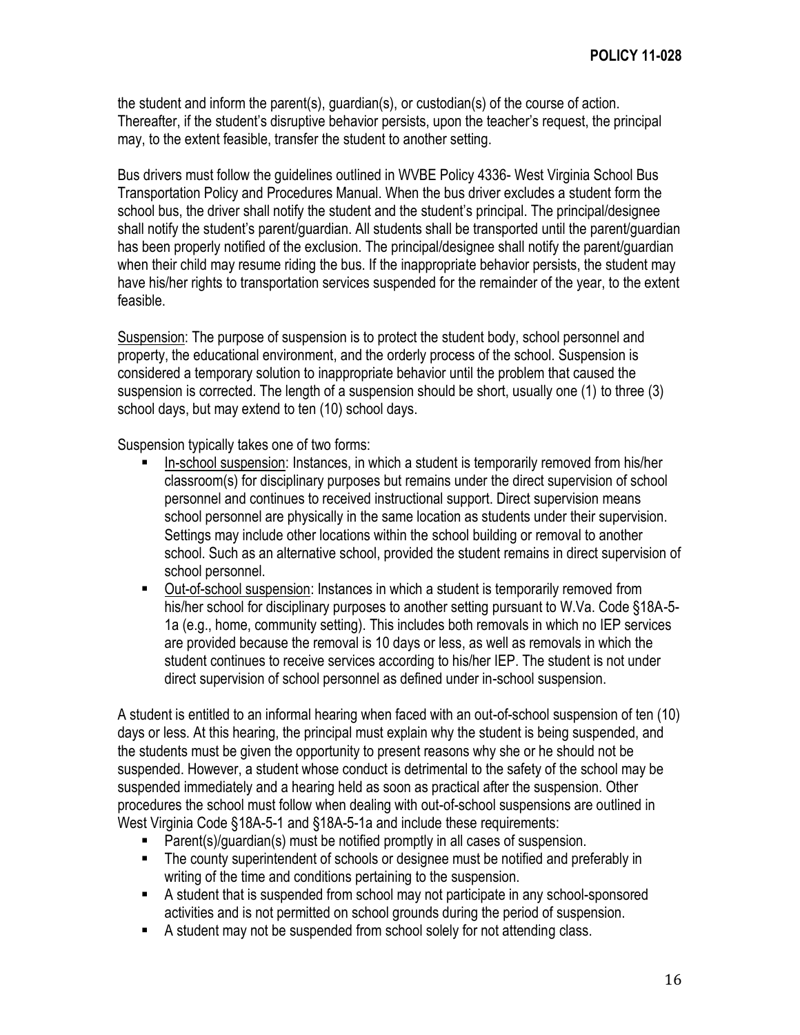the student and inform the parent(s), guardian(s), or custodian(s) of the course of action. Thereafter, if the student's disruptive behavior persists, upon the teacher's request, the principal may, to the extent feasible, transfer the student to another setting.

Bus drivers must follow the guidelines outlined in WVBE Policy 4336- West Virginia School Bus Transportation Policy and Procedures Manual. When the bus driver excludes a student form the school bus, the driver shall notify the student and the student's principal. The principal/designee shall notify the student's parent/guardian. All students shall be transported until the parent/guardian has been properly notified of the exclusion. The principal/designee shall notify the parent/guardian when their child may resume riding the bus. If the inappropriate behavior persists, the student may have his/her rights to transportation services suspended for the remainder of the year, to the extent feasible.

Suspension: The purpose of suspension is to protect the student body, school personnel and property, the educational environment, and the orderly process of the school. Suspension is considered a temporary solution to inappropriate behavior until the problem that caused the suspension is corrected. The length of a suspension should be short, usually one (1) to three (3) school days, but may extend to ten (10) school days.

Suspension typically takes one of two forms:

- In-school suspension: Instances, in which a student is temporarily removed from his/her classroom(s) for disciplinary purposes but remains under the direct supervision of school personnel and continues to received instructional support. Direct supervision means school personnel are physically in the same location as students under their supervision. Settings may include other locations within the school building or removal to another school. Such as an alternative school, provided the student remains in direct supervision of school personnel.
- Out-of-school suspension: Instances in which a student is temporarily removed from his/her school for disciplinary purposes to another setting pursuant to W.Va. Code §18A-5-1a (e.g., home, community setting). This includes both removals in which no IEP services are provided because the removal is 10 days or less, as well as removals in which the student continues to receive services according to his/her IEP. The student is not under direct supervision of school personnel as defined under in-school suspension.

A student is entitled to an informal hearing when faced with an out-of-school suspension of ten (10) days or less. At this hearing, the principal must explain why the student is being suspended, and the students must be given the opportunity to present reasons why she or he should not be suspended. However, a student whose conduct is detrimental to the safety of the school may be suspended immediately and a hearing held as soon as practical after the suspension. Other procedures the school must follow when dealing with out-of-school suspensions are outlined in West Virginia Code §18A-5-1 and §18A-5-1a and include these requirements:

- Parent(s)/guardian(s) must be notified promptly in all cases of suspension.
- The county superintendent of schools or designee must be notified and preferably in writing of the time and conditions pertaining to the suspension.
- A student that is suspended from school may not participate in any school-sponsored activities and is not permitted on school grounds during the period of suspension.
- A student may not be suspended from school solely for not attending class.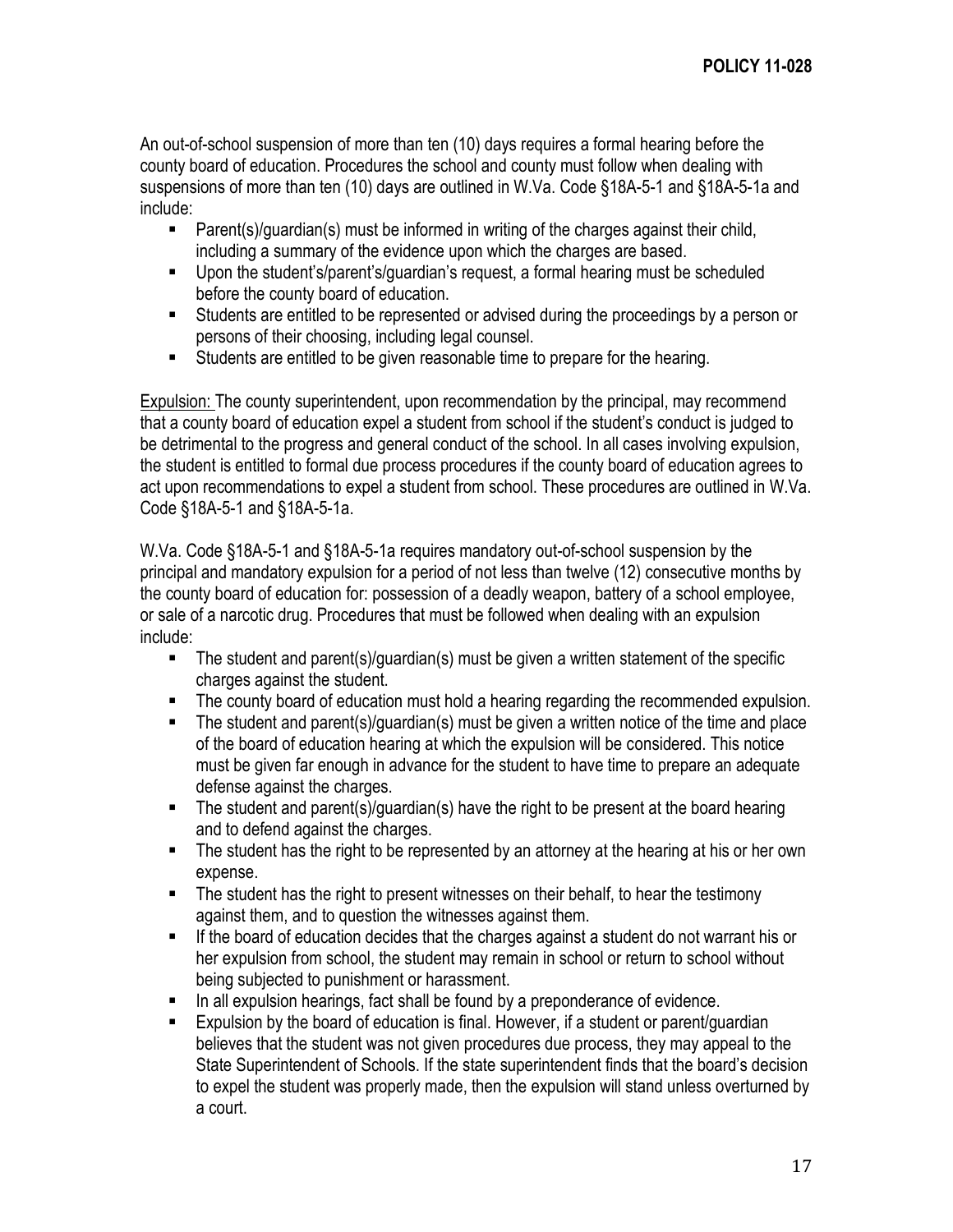An out-of-school suspension of more than ten (10) days requires a formal hearing before the county board of education. Procedures the school and county must follow when dealing with suspensions of more than ten (10) days are outlined in W.Va. Code §18A-5-1 and §18A-5-1a and include:

- Parent(s)/guardian(s) must be informed in writing of the charges against their child, including a summary of the evidence upon which the charges are based.
- Upon the student's/parent's/guardian's request, a formal hearing must be scheduled before the county board of education.
- Students are entitled to be represented or advised during the proceedings by a person or persons of their choosing, including legal counsel.
- Students are entitled to be given reasonable time to prepare for the hearing.

<u>Expulsion:</u> The county superintendent, upon recommendation by the principal, may recommend that a county board of education expel a student from school if the student's conduct is judged to be detrimental to the progress and general conduct of the school. In all cases involving expulsion, the student is entitled to formal due process procedures if the county board of education agrees to act upon recommendations to expel a student from school. These procedures are outlined in W.Va. Code §18A-5-1 and §18A-5-1a.

W.Va. Code §18A-5-1 and §18A-5-1a requires mandatory out-of-school suspension by the principal and mandatory expulsion for a period of not less than twelve (12) consecutive months by the county board of education for: possession of a deadly weapon, battery of a school employee, or sale of a narcotic drug. Procedures that must be followed when dealing with an expulsion include:

- The student and parent(s)/guardian(s) must be given a written statement of the specific charges against the student.
- The county board of education must hold a hearing regarding the recommended expulsion.
- The student and parent(s)/guardian(s) must be given a written notice of the time and place of the board of education hearing at which the expulsion will be considered. This notice must be given far enough in advance for the student to have time to prepare an adequate defense against the charges.
- The student and parent(s)/guardian(s) have the right to be present at the board hearing and to defend against the charges.
- The student has the right to be represented by an attorney at the hearing at his or her own expense.
- The student has the right to present witnesses on their behalf, to hear the testimony against them, and to question the witnesses against them.
- If the board of education decides that the charges against a student do not warrant his or her expulsion from school, the student may remain in school or return to school without being subjected to punishment or harassment.
- In all expulsion hearings, fact shall be found by a preponderance of evidence.
- Expulsion by the board of education is final. However, if a student or parent/guardian believes that the student was not given procedures due process, they may appeal to the State Superintendent of Schools. If the state superintendent finds that the board's decision to expel the student was properly made, then the expulsion will stand unless overturned by a court.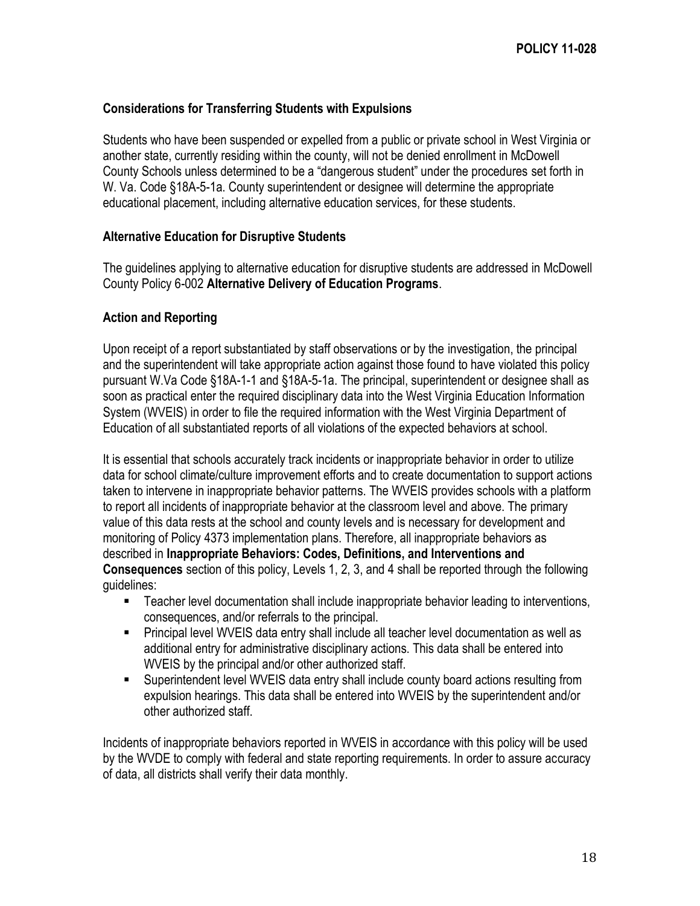### Considerations for Transferring Students with Expulsions

Students who have been suspended or expelled from a public or private school in West Virginia or another state, currently residing within the county, will not be denied enrollment in McDowell County Schools unless determined to be a "dangerous student" under the procedures set forth in W. Va. Code §18A-5-1a. County superintendent or designee will determine the appropriate educational placement, including alternative education services, for these students.

### Alternative Education for Disruptive Students

The guidelines applying to alternative education for disruptive students are addressed in McDowell County Policy 6-002 **Alternative Delivery of Education Programs**.

### Action and Reporting

Upon receipt of a report substantiated by staff observations or by the investigation, the principal and the superintendent will take appropriate action against those found to have violated this policy pursuant W.Va Code §18A-1-1 and §18A-5-1a. The principal, superintendent or designee shall as soon as practical enter the required disciplinary data into the West Virginia Education Information System (WVEIS) in order to file the required information with the West Virginia Department of Education of all substantiated reports of all violations of the expected behaviors at school.

It is essential that schools accurately track incidents or inappropriate behavior in order to utilize data for school climate/culture improvement efforts and to create documentation to support actions taken to intervene in inappropriate behavior patterns. The WVEIS provides schools with a platform to report all incidents of inappropriate behavior at the classroom level and above. The primary value of this data rests at the school and county levels and is necessary for development and monitoring of Policy 4373 implementation plans. Therefore, all inappropriate behaviors as described in **Inappropriate Behaviors: Codes, Definitions, and Interventions and Consequences** section of this policy, Levels 1, 2, 3, and 4 shall be reported through the following guidelines:

- Teacher level documentation shall include inappropriate behavior leading to interventions, consequences, and/or referrals to the principal.
- Principal level WVEIS data entry shall include all teacher level documentation as well as additional entry for administrative disciplinary actions. This data shall be entered into WVEIS by the principal and/or other authorized staff.
- Superintendent level WVEIS data entry shall include county board actions resulting from expulsion hearings. This data shall be entered into WVEIS by the superintendent and/or other authorized staff.

Incidents of inappropriate behaviors reported in WVEIS in accordance with this policy will be used by the WVDE to comply with federal and state reporting requirements. In order to assure accuracy of data, all districts shall verify their data monthly.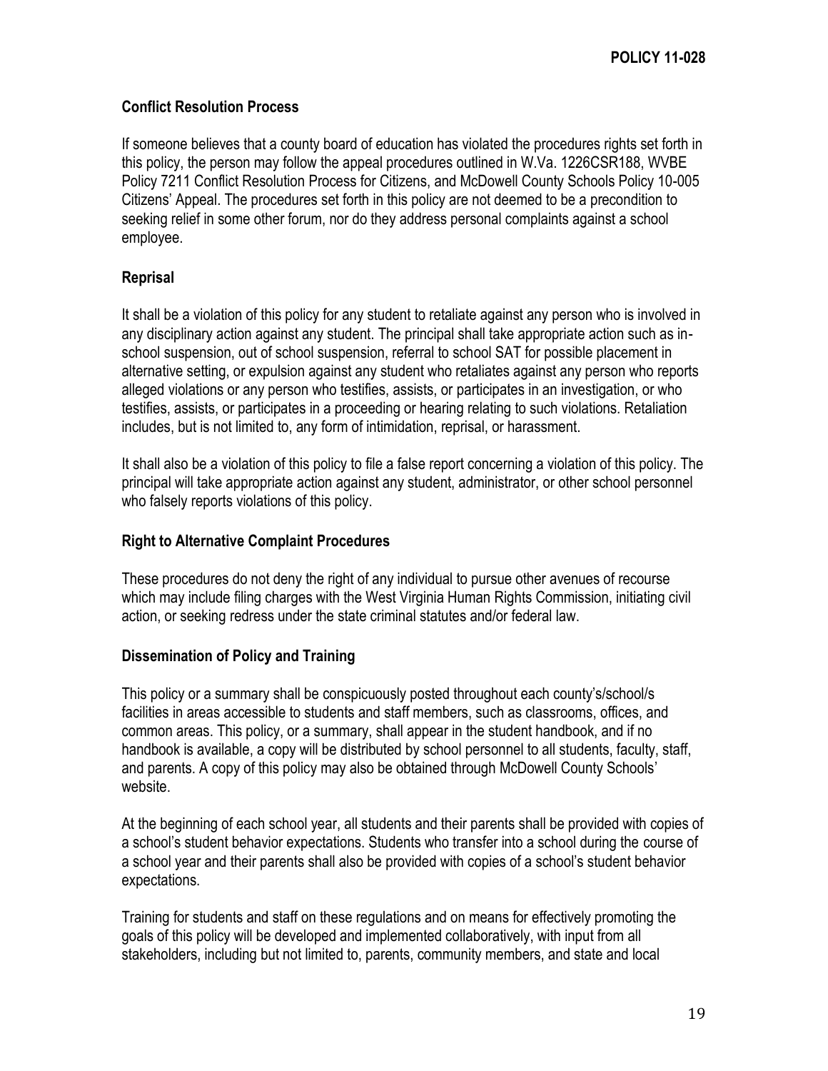### Conflict Resolution Process

If someone believes that a county board of education has violated the procedures rights set forth in this policy, the person may follow the appeal procedures outlined in W.Va. 1226CSR188, WVBE Policy 7211 Conflict Resolution Process for Citizens, and McDowell County Schools Policy 10-005 Citizens' Appeal. The procedures set forth in this policy are not deemed to be a precondition to seeking relief in some other forum, nor do they address personal complaints against a school employee.

### Reprisal

It shall be a violation of this policy for any student to retaliate against any person who is involved in any disciplinary action against any student. The principal shall take appropriate action such as in-school suspension, out of school suspension, referral to school SAT for possible placement in alternative setting, or expulsion against any student who retaliates against any person who reports alleged violations or any person who testifies, assists, or participates in an investigation, or who testifies, assists, or participates in a proceeding or hearing relating to such violations. Retaliation includes, but is not limited to, any form of intimidation, reprisal, or harassment.

It shall also be a violation of this policy to file a false report concerning a violation of this policy. The principal will take appropriate action against any student, administrator, or other school personnel who falsely reports violations of this policy.

### Right to Alternative Complaint Procedures

These procedures do not deny the right of any individual to pursue other avenues of recourse which may include filing charges with the West Virginia Human Rights Commission, initiating civil action, or seeking redress under the state criminal statutes and/or federal law.

### Dissemination of Policy and Training

This policy or a summary shall be conspicuously posted throughout each county's/school/s facilities in areas accessible to students and staff members, such as classrooms, offices, and common areas. This policy, or a summary, shall appear in the student handbook, and if no handbook is available, a copy will be distributed by school personnel to all students, faculty, staff, and parents. A copy of this policy may also be obtained through McDowell County Schools' website.

At the beginning of each school year, all students and their parents shall be provided with copies of a school's student behavior expectations. Students who transfer into a school during the course of a school year and their parents shall also be provided with copies of a school's student behavior expectations.

Training for students and staff on these regulations and on means for effectively promoting the goals of this policy will be developed and implemented collaboratively, with input from all stakeholders, including but not limited to, parents, community members, and state and local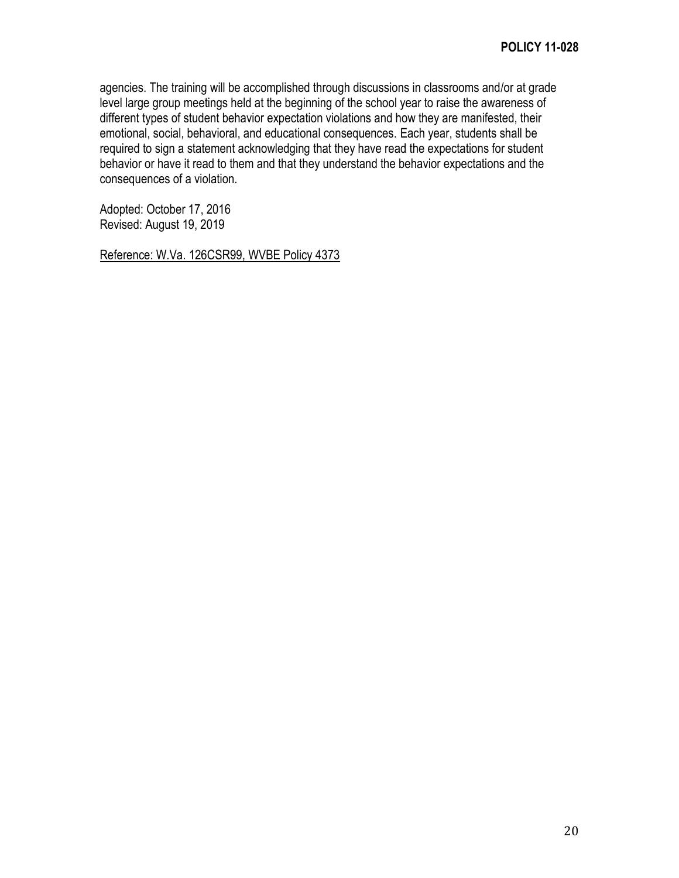agencies. The training will be accomplished through discussions in classrooms and/or at grade level large group meetings held at the beginning of the school year to raise the awareness of different types of student behavior expectation violations and how they are manifested, their emotional, social, behavioral, and educational consequences. Each year, students shall be required to sign a statement acknowledging that they have read the expectations for student behavior or have it read to them and that they understand the behavior expectations and the consequences of a violation.

Adopted: October 17, 2016
Revised: August 19, 2019

Reference: W.Va. 126CSR99, WVBE Policy 4373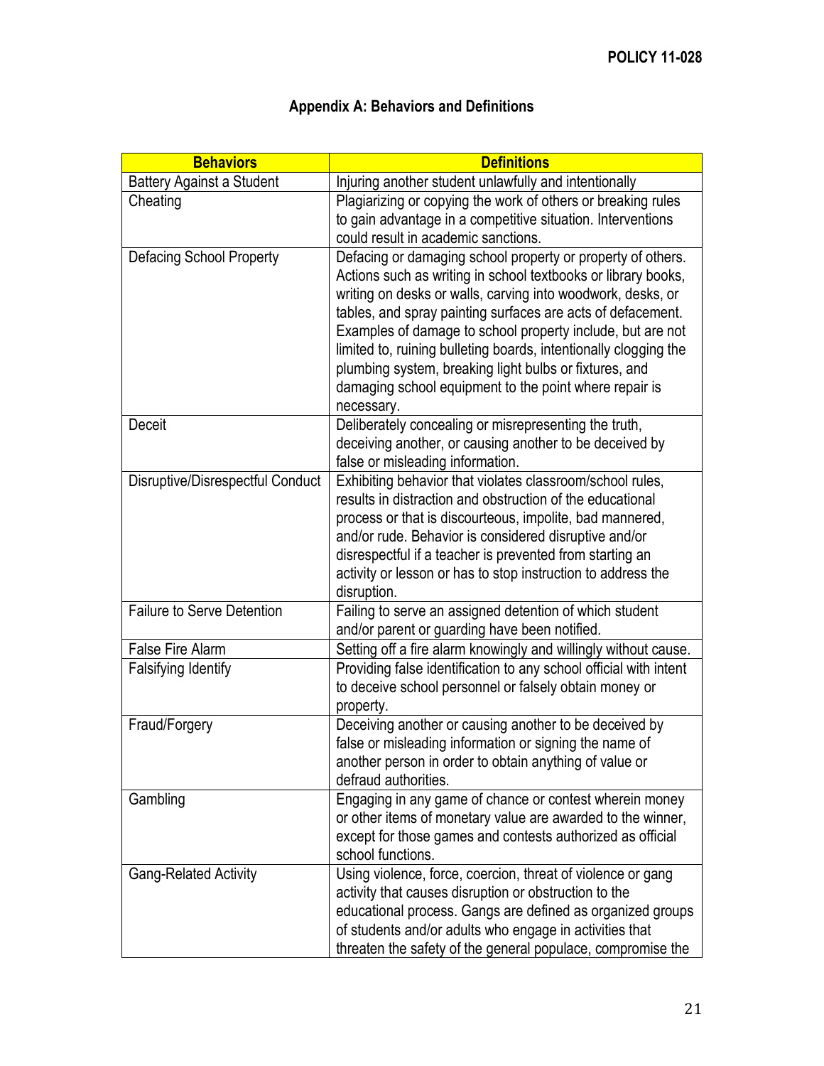## Appendix A: Behaviors and Definitions

| Behaviors | Definitions |
|---|---|
| Battery Against a Student | Injuring another student unlawfully and intentionally |
| Cheating | Plagiarizing or copying the work of others or breaking rules to gain advantage in a competitive situation. Interventions could result in academic sanctions. |
| Defacing School Property | Defacing or damaging school property or property of others. Actions such as writing in school textbooks or library books, writing on desks or walls, carving into woodwork, desks, or tables, and spray painting surfaces are acts of defacement. Examples of damage to school property include, but are not limited to, ruining bulleting boards, intentionally clogging the plumbing system, breaking light bulbs or fixtures, and damaging school equipment to the point where repair is necessary. |
| Deceit | Deliberately concealing or misrepresenting the truth, deceiving another, or causing another to be deceived by false or misleading information. |
| Disruptive/Disrespectful Conduct | Exhibiting behavior that violates classroom/school rules, results in distraction and obstruction of the educational process or that is discourteous, impolite, bad mannered, and/or rude. Behavior is considered disruptive and/or disrespectful if a teacher is prevented from starting an activity or lesson or has to stop instruction to address the disruption. |
| Failure to Serve Detention | Failing to serve an assigned detention of which student and/or parent or guarding have been notified. |
| False Fire Alarm | Setting off a fire alarm knowingly and willingly without cause. |
| Falsifying Identify | Providing false identification to any school official with intent to deceive school personnel or falsely obtain money or property. |
| Fraud/Forgery | Deceiving another or causing another to be deceived by false or misleading information or signing the name of another person in order to obtain anything of value or defraud authorities. |
| Gambling | Engaging in any game of chance or contest wherein money or other items of monetary value are awarded to the winner, except for those games and contests authorized as official school functions. |
| Gang-Related Activity | Using violence, force, coercion, threat of violence or gang activity that causes disruption or obstruction to the educational process. Gangs are defined as organized groups of students and/or adults who engage in activities that threaten the safety of the general populace, compromise the |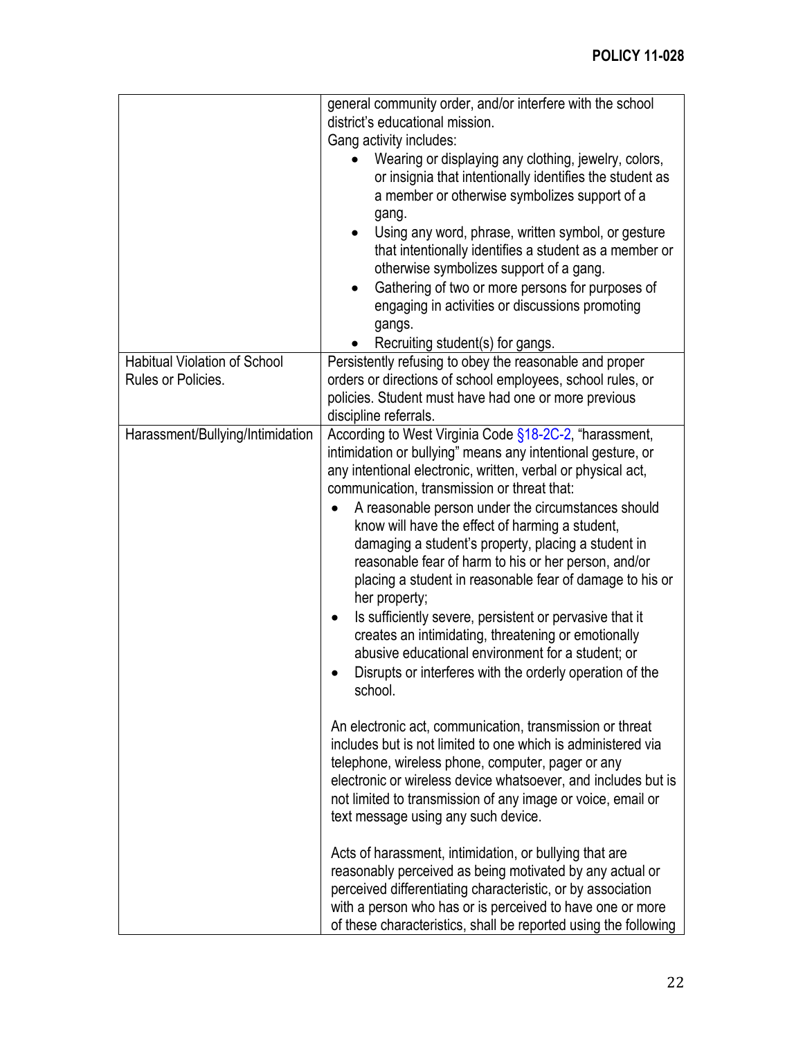| | |
|---|---|
| | general community order, and/or interfere with the school district's educational mission.<br>Gang activity includes:<br>• Wearing or displaying any clothing, jewelry, colors, or insignia that intentionally identifies the student as a member or otherwise symbolizes support of a gang.<br>• Using any word, phrase, written symbol, or gesture that intentionally identifies a student as a member or otherwise symbolizes support of a gang.<br>• Gathering of two or more persons for purposes of engaging in activities or discussions promoting gangs.<br>• Recruiting student(s) for gangs. |
| Habitual Violation of School Rules or Policies. | Persistently refusing to obey the reasonable and proper orders or directions of school employees, school rules, or policies. Student must have had one or more previous discipline referrals. |
| Harassment/Bullying/Intimidation | According to West Virginia Code §18-2C-2, "harassment, intimidation or bullying" means any intentional gesture, or any intentional electronic, written, verbal or physical act, communication, transmission or threat that:<br>• A reasonable person under the circumstances should know will have the effect of harming a student, damaging a student's property, placing a student in reasonable fear of harm to his or her person, and/or placing a student in reasonable fear of damage to his or her property;<br>• Is sufficiently severe, persistent or pervasive that it creates an intimidating, threatening or emotionally abusive educational environment for a student; or<br>• Disrupts or interferes with the orderly operation of the school.<br><br>An electronic act, communication, transmission or threat includes but is not limited to one which is administered via telephone, wireless phone, computer, pager or any electronic or wireless device whatsoever, and includes but is not limited to transmission of any image or voice, email or text message using any such device.<br><br>Acts of harassment, intimidation, or bullying that are reasonably perceived as being motivated by any actual or perceived differentiating characteristic, or by association with a person who has or is perceived to have one or more of these characteristics, shall be reported using the following |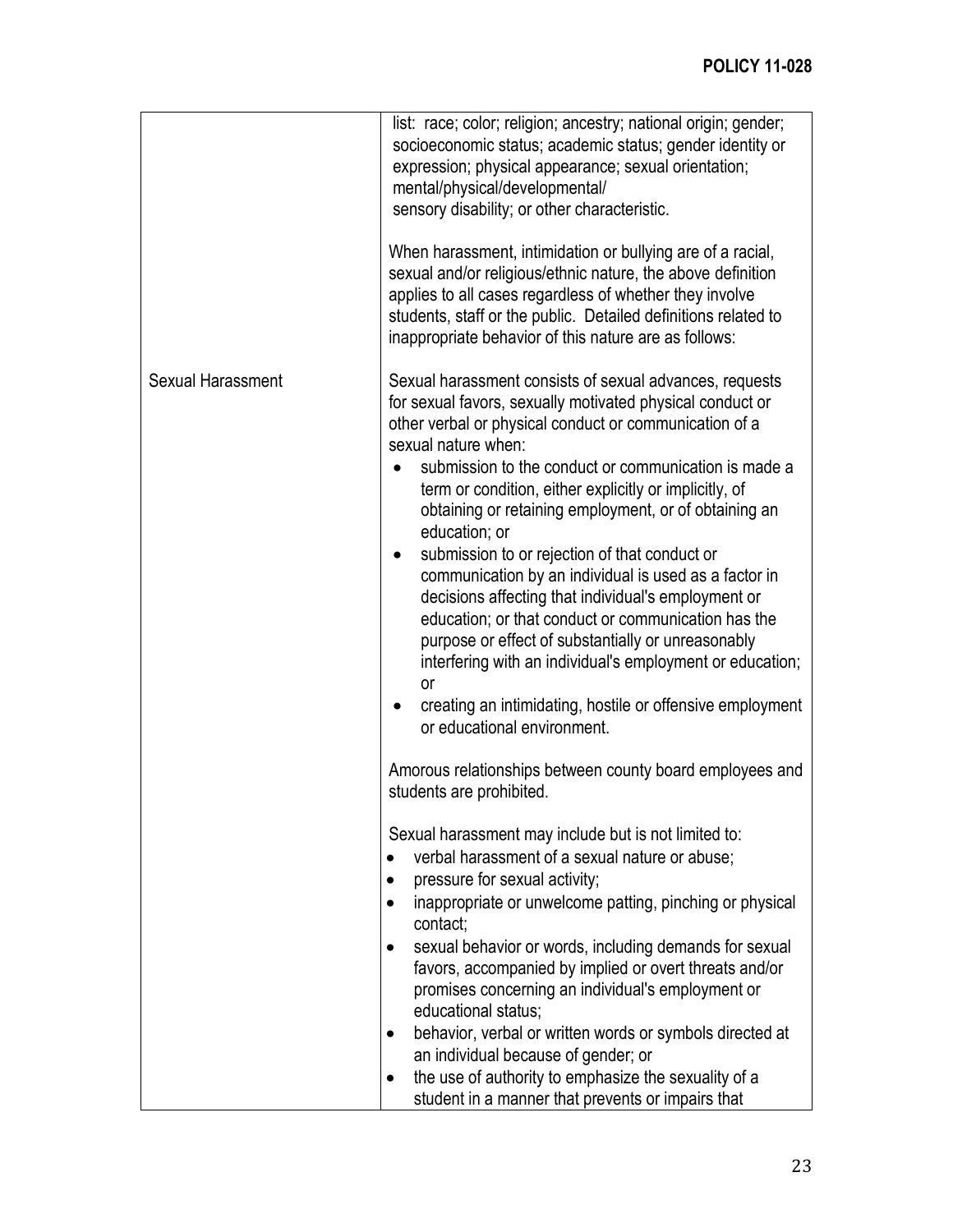**POLICY 11-028**

| | |
|---|---|
| | list: race; color; religion; ancestry; national origin; gender; socioeconomic status; academic status; gender identity or expression; physical appearance; sexual orientation; mental/physical/developmental/ sensory disability; or other characteristic.<br><br>When harassment, intimidation or bullying are of a racial, sexual and/or religious/ethnic nature, the above definition applies to all cases regardless of whether they involve students, staff or the public. Detailed definitions related to inappropriate behavior of this nature are as follows: |
| Sexual Harassment | Sexual harassment consists of sexual advances, requests for sexual favors, sexually motivated physical conduct or other verbal or physical conduct or communication of a sexual nature when:<br>• submission to the conduct or communication is made a term or condition, either explicitly or implicitly, of obtaining or retaining employment, or of obtaining an education; or<br>• submission to or rejection of that conduct or communication by an individual is used as a factor in decisions affecting that individual's employment or education; or that conduct or communication has the purpose or effect of substantially or unreasonably interfering with an individual's employment or education; or<br>• creating an intimidating, hostile or offensive employment or educational environment.<br><br>Amorous relationships between county board employees and students are prohibited.<br><br>Sexual harassment may include but is not limited to:<br>• verbal harassment of a sexual nature or abuse;<br>• pressure for sexual activity;<br>• inappropriate or unwelcome patting, pinching or physical contact;<br>• sexual behavior or words, including demands for sexual favors, accompanied by implied or overt threats and/or promises concerning an individual's employment or educational status;<br>• behavior, verbal or written words or symbols directed at an individual because of gender; or<br>• the use of authority to emphasize the sexuality of a student in a manner that prevents or impairs that |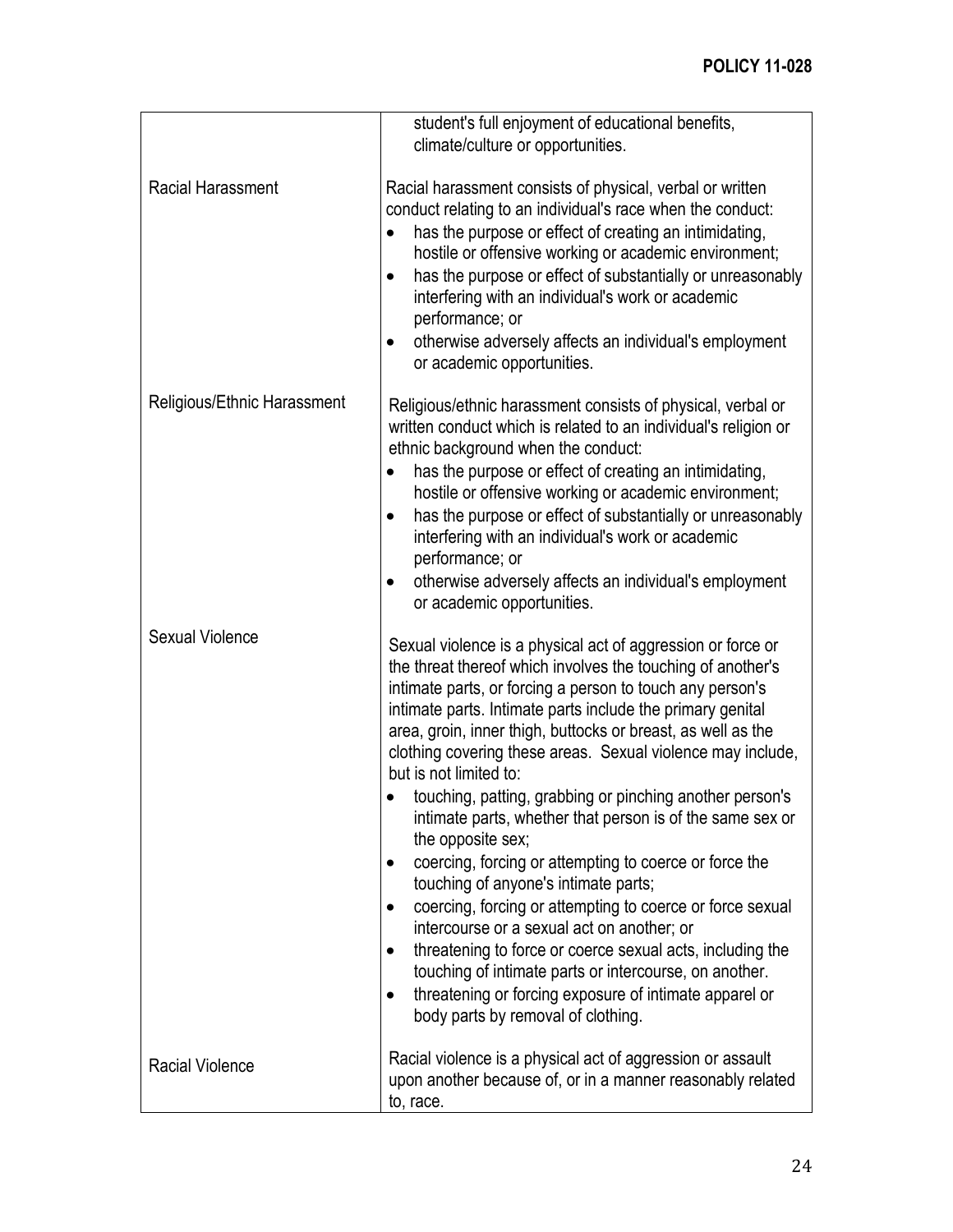| | |
|---|---|
| | student's full enjoyment of educational benefits, climate/culture or opportunities. |
| Racial Harassment | Racial harassment consists of physical, verbal or written conduct relating to an individual's race when the conduct:<br>• has the purpose or effect of creating an intimidating, hostile or offensive working or academic environment;<br>• has the purpose or effect of substantially or unreasonably interfering with an individual's work or academic performance; or<br>• otherwise adversely affects an individual's employment or academic opportunities. |
| Religious/Ethnic Harassment | Religious/ethnic harassment consists of physical, verbal or written conduct which is related to an individual's religion or ethnic background when the conduct:<br>• has the purpose or effect of creating an intimidating, hostile or offensive working or academic environment;<br>• has the purpose or effect of substantially or unreasonably interfering with an individual's work or academic performance; or<br>• otherwise adversely affects an individual's employment or academic opportunities. |
| Sexual Violence | Sexual violence is a physical act of aggression or force or the threat thereof which involves the touching of another's intimate parts, or forcing a person to touch any person's intimate parts. Intimate parts include the primary genital area, groin, inner thigh, buttocks or breast, as well as the clothing covering these areas. Sexual violence may include, but is not limited to:<br>• touching, patting, grabbing or pinching another person's intimate parts, whether that person is of the same sex or the opposite sex;<br>• coercing, forcing or attempting to coerce or force the touching of anyone's intimate parts;<br>• coercing, forcing or attempting to coerce or force sexual intercourse or a sexual act on another; or<br>• threatening to force or coerce sexual acts, including the touching of intimate parts or intercourse, on another.<br>• threatening or forcing exposure of intimate apparel or body parts by removal of clothing. |
| Racial Violence | Racial violence is a physical act of aggression or assault upon another because of, or in a manner reasonably related to, race. |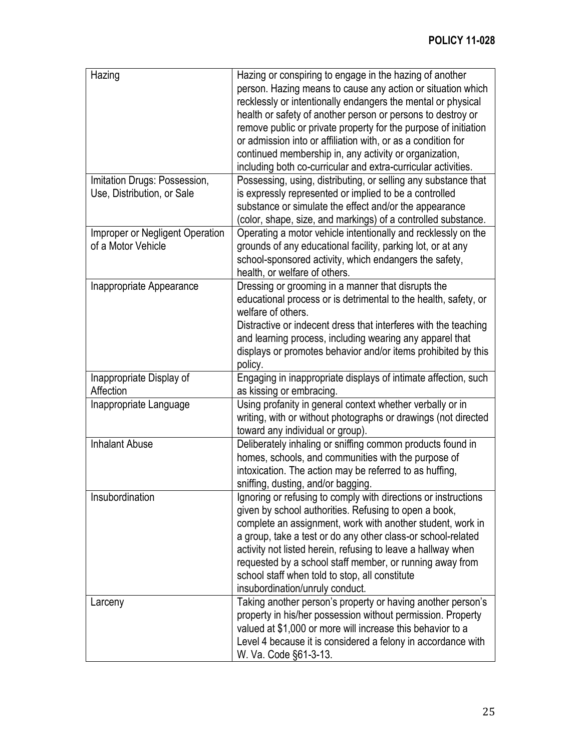| Hazing | Hazing or conspiring to engage in the hazing of another person. Hazing means to cause any action or situation which recklessly or intentionally endangers the mental or physical health or safety of another person or persons to destroy or remove public or private property for the purpose of initiation or admission into or affiliation with, or as a condition for continued membership in, any activity or organization, including both co-curricular and extra-curricular activities. |
|---|---|
| Imitation Drugs: Possession, Use, Distribution, or Sale | Possessing, using, distributing, or selling any substance that is expressly represented or implied to be a controlled substance or simulate the effect and/or the appearance (color, shape, size, and markings) of a controlled substance. |
| Improper or Negligent Operation of a Motor Vehicle | Operating a motor vehicle intentionally and recklessly on the grounds of any educational facility, parking lot, or at any school-sponsored activity, which endangers the safety, health, or welfare of others. |
| Inappropriate Appearance | Dressing or grooming in a manner that disrupts the educational process or is detrimental to the health, safety, or welfare of others.<br>Distractive or indecent dress that interferes with the teaching and learning process, including wearing any apparel that displays or promotes behavior and/or items prohibited by this policy. |
| Inappropriate Display of Affection | Engaging in inappropriate displays of intimate affection, such as kissing or embracing. |
| Inappropriate Language | Using profanity in general context whether verbally or in writing, with or without photographs or drawings (not directed toward any individual or group). |
| Inhalant Abuse | Deliberately inhaling or sniffing common products found in homes, schools, and communities with the purpose of intoxication. The action may be referred to as huffing, sniffing, dusting, and/or bagging. |
| Insubordination | Ignoring or refusing to comply with directions or instructions given by school authorities. Refusing to open a book, complete an assignment, work with another student, work in a group, take a test or do any other class-or school-related activity not listed herein, refusing to leave a hallway when requested by a school staff member, or running away from school staff when told to stop, all constitute insubordination/unruly conduct. |
| Larceny | Taking another person's property or having another person's property in his/her possession without permission. Property valued at $1,000 or more will increase this behavior to a Level 4 because it is considered a felony in accordance with W. Va. Code §61-3-13. |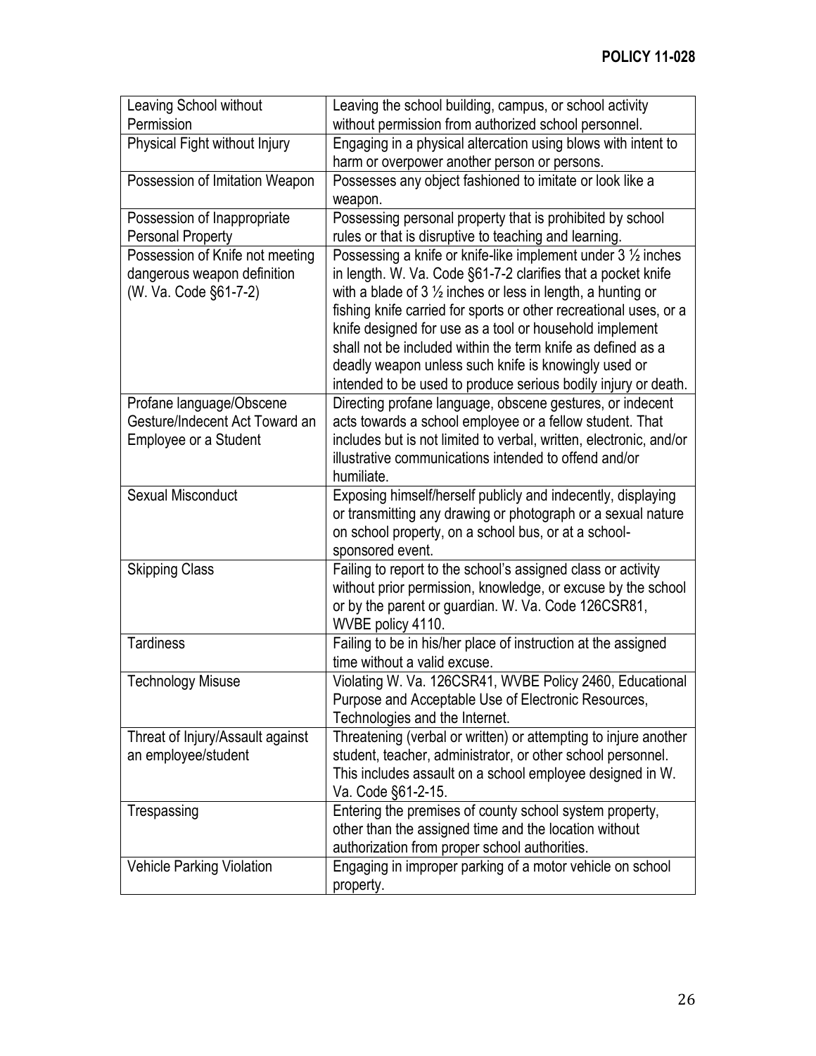| Leaving School without Permission | Leaving the school building, campus, or school activity without permission from authorized school personnel. |
|---|---|
| Physical Fight without Injury | Engaging in a physical altercation using blows with intent to harm or overpower another person or persons. |
| Possession of Imitation Weapon | Possesses any object fashioned to imitate or look like a weapon. |
| Possession of Inappropriate Personal Property | Possessing personal property that is prohibited by school rules or that is disruptive to teaching and learning. |
| Possession of Knife not meeting dangerous weapon definition (W. Va. Code §61-7-2) | Possessing a knife or knife-like implement under 3 ½ inches in length. W. Va. Code §61-7-2 clarifies that a pocket knife with a blade of 3 ½ inches or less in length, a hunting or fishing knife carried for sports or other recreational uses, or a knife designed for use as a tool or household implement shall not be included within the term knife as defined as a deadly weapon unless such knife is knowingly used or intended to be used to produce serious bodily injury or death. |
| Profane language/Obscene Gesture/Indecent Act Toward an Employee or a Student | Directing profane language, obscene gestures, or indecent acts towards a school employee or a fellow student. That includes but is not limited to verbal, written, electronic, and/or illustrative communications intended to offend and/or humiliate. |
| Sexual Misconduct | Exposing himself/herself publicly and indecently, displaying or transmitting any drawing or photograph or a sexual nature on school property, on a school bus, or at a school-sponsored event. |
| Skipping Class | Failing to report to the school's assigned class or activity without prior permission, knowledge, or excuse by the school or by the parent or guardian. W. Va. Code 126CSR81, WVBE policy 4110. |
| Tardiness | Failing to be in his/her place of instruction at the assigned time without a valid excuse. |
| Technology Misuse | Violating W. Va. 126CSR41, WVBE Policy 2460, Educational Purpose and Acceptable Use of Electronic Resources, Technologies and the Internet. |
| Threat of Injury/Assault against an employee/student | Threatening (verbal or written) or attempting to injure another student, teacher, administrator, or other school personnel. This includes assault on a school employee designed in W. Va. Code §61-2-15. |
| Trespassing | Entering the premises of county school system property, other than the assigned time and the location without authorization from proper school authorities. |
| Vehicle Parking Violation | Engaging in improper parking of a motor vehicle on school property. |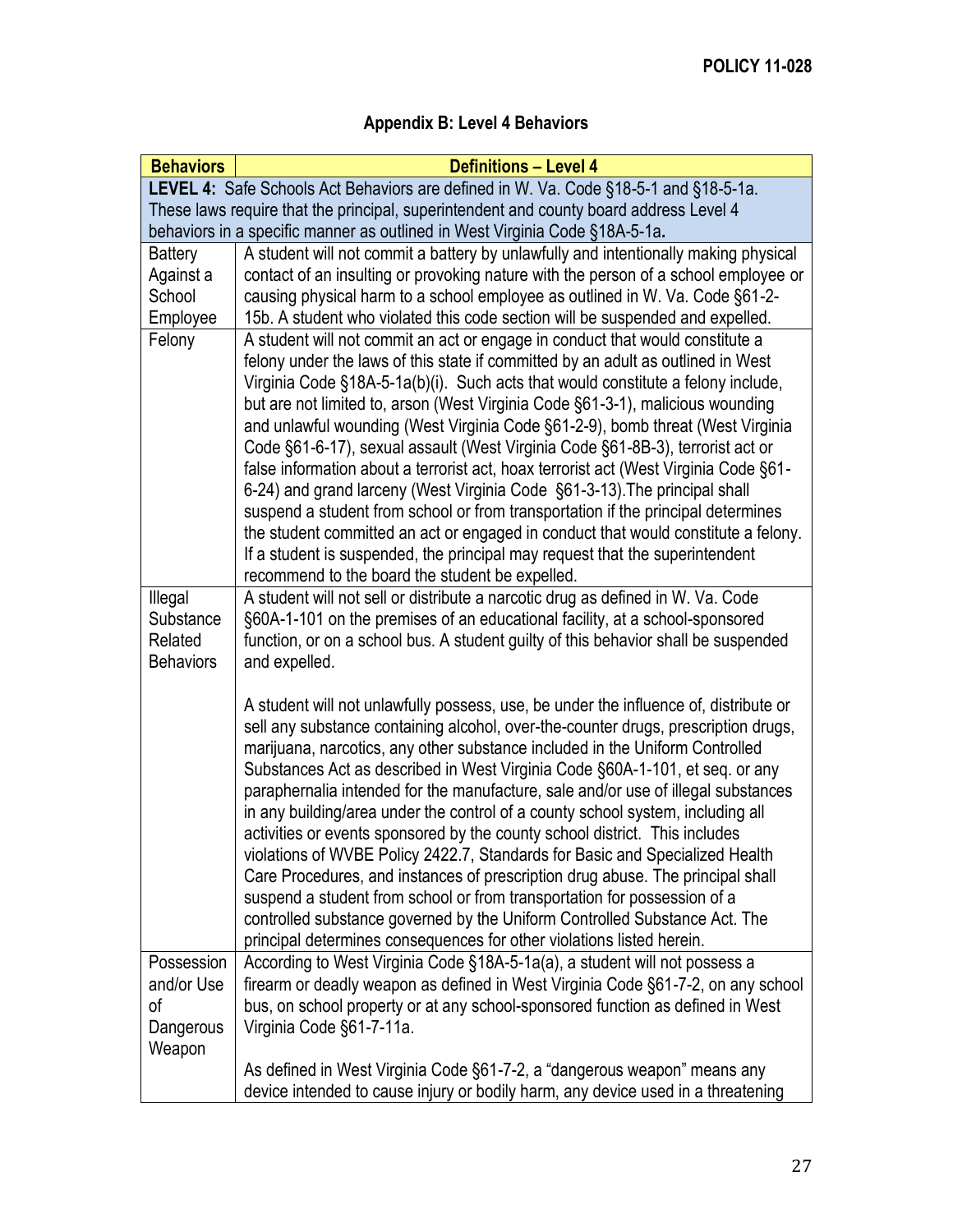## Appendix B: Level 4 Behaviors

| Behaviors | Definitions – Level 4 |
|---|---|
| **LEVEL 4:** Safe Schools Act Behaviors are defined in W. Va. Code §18-5-1 and §18-5-1a. These laws require that the principal, superintendent and county board address Level 4 behaviors in a specific manner as outlined in West Virginia Code §18A-5-1a**.** | |
| Battery Against a School Employee | A student will not commit a battery by unlawfully and intentionally making physical contact of an insulting or provoking nature with the person of a school employee or causing physical harm to a school employee as outlined in W. Va. Code §61-2-15b. A student who violated this code section will be suspended and expelled. |
| Felony | A student will not commit an act or engage in conduct that would constitute a felony under the laws of this state if committed by an adult as outlined in West Virginia Code §18A-5-1a(b)(i). Such acts that would constitute a felony include, but are not limited to, arson (West Virginia Code §61-3-1), malicious wounding and unlawful wounding (West Virginia Code §61-2-9), bomb threat (West Virginia Code §61-6-17), sexual assault (West Virginia Code §61-8B-3), terrorist act or false information about a terrorist act, hoax terrorist act (West Virginia Code §61-6-24) and grand larceny (West Virginia Code §61-3-13).The principal shall suspend a student from school or from transportation if the principal determines the student committed an act or engaged in conduct that would constitute a felony. If a student is suspended, the principal may request that the superintendent recommend to the board the student be expelled. |
| Illegal Substance Related Behaviors | A student will not sell or distribute a narcotic drug as defined in W. Va. Code §60A-1-101 on the premises of an educational facility, at a school-sponsored function, or on a school bus. A student guilty of this behavior shall be suspended and expelled.<br><br>A student will not unlawfully possess, use, be under the influence of, distribute or sell any substance containing alcohol, over-the-counter drugs, prescription drugs, marijuana, narcotics, any other substance included in the Uniform Controlled Substances Act as described in West Virginia Code §60A-1-101, et seq. or any paraphernalia intended for the manufacture, sale and/or use of illegal substances in any building/area under the control of a county school system, including all activities or events sponsored by the county school district. This includes violations of WVBE Policy 2422.7, Standards for Basic and Specialized Health Care Procedures, and instances of prescription drug abuse. The principal shall suspend a student from school or from transportation for possession of a controlled substance governed by the Uniform Controlled Substance Act. The principal determines consequences for other violations listed herein. |
| Possession and/or Use of Dangerous Weapon | According to West Virginia Code §18A-5-1a(a), a student will not possess a firearm or deadly weapon as defined in West Virginia Code §61-7-2, on any school bus, on school property or at any school-sponsored function as defined in West Virginia Code §61-7-11a.<br><br>As defined in West Virginia Code §61-7-2, a "dangerous weapon" means any device intended to cause injury or bodily harm, any device used in a threatening |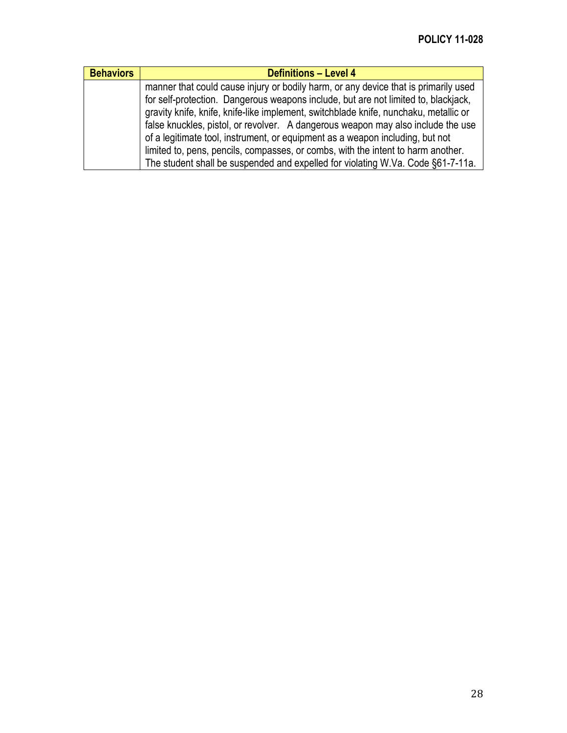| Behaviors | Definitions – Level 4 |
| --- | --- |
| | manner that could cause injury or bodily harm, or any device that is primarily used for self-protection. Dangerous weapons include, but are not limited to, blackjack, gravity knife, knife, knife-like implement, switchblade knife, nunchaku, metallic or false knuckles, pistol, or revolver. A dangerous weapon may also include the use of a legitimate tool, instrument, or equipment as a weapon including, but not limited to, pens, pencils, compasses, or combs, with the intent to harm another. The student shall be suspended and expelled for violating W.Va. Code §61-7-11a. |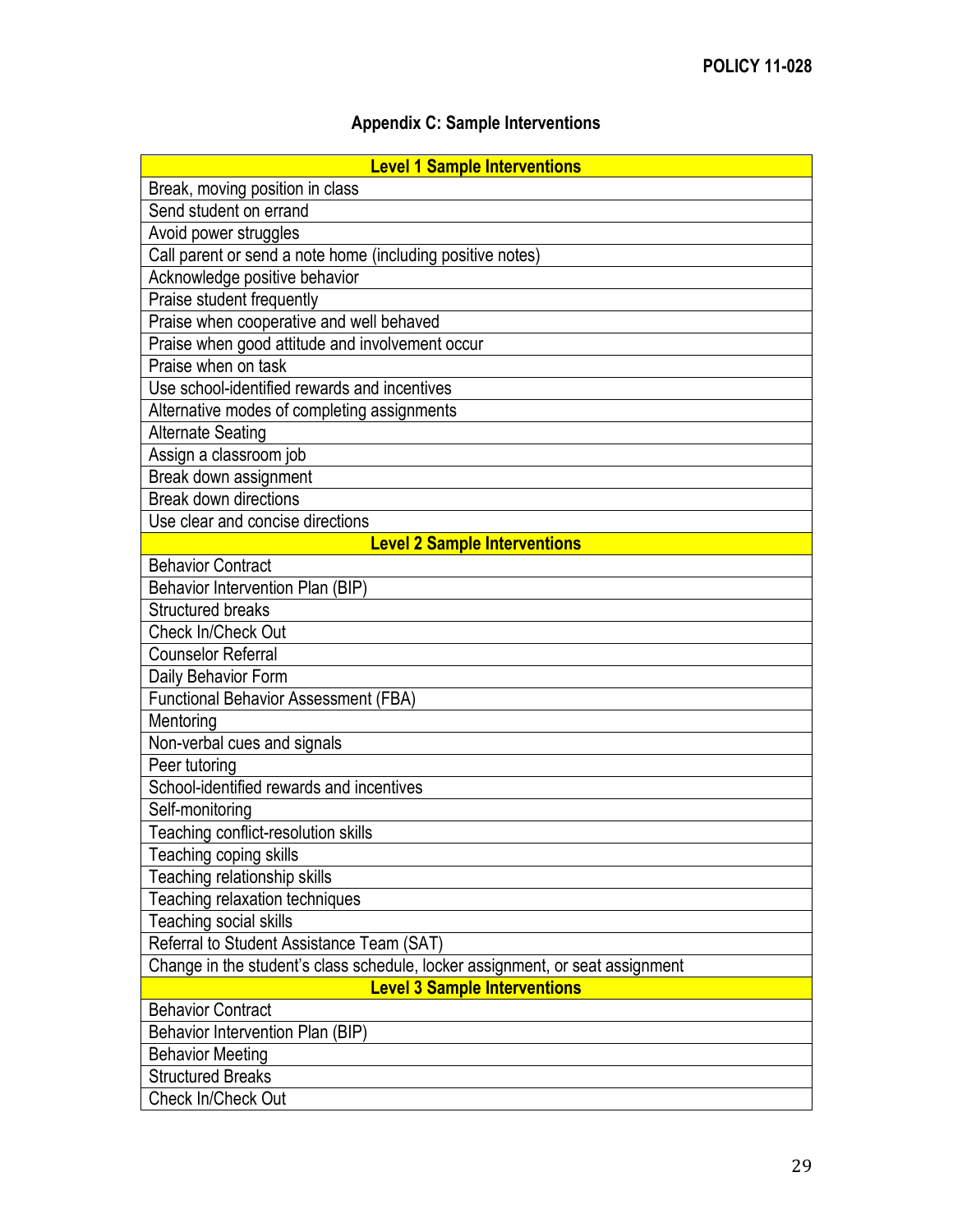## Appendix C: Sample Interventions

| **Level 1 Sample Interventions** |
|---|
| Break, moving position in class |
| Send student on errand |
| Avoid power struggles |
| Call parent or send a note home (including positive notes) |
| Acknowledge positive behavior |
| Praise student frequently |
| Praise when cooperative and well behaved |
| Praise when good attitude and involvement occur |
| Praise when on task |
| Use school-identified rewards and incentives |
| Alternative modes of completing assignments |
| Alternate Seating |
| Assign a classroom job |
| Break down assignment |
| Break down directions |
| Use clear and concise directions |
| **Level 2 Sample Interventions** |
| Behavior Contract |
| Behavior Intervention Plan (BIP) |
| Structured breaks |
| Check In/Check Out |
| Counselor Referral |
| Daily Behavior Form |
| Functional Behavior Assessment (FBA) |
| Mentoring |
| Non-verbal cues and signals |
| Peer tutoring |
| School-identified rewards and incentives |
| Self-monitoring |
| Teaching conflict-resolution skills |
| Teaching coping skills |
| Teaching relationship skills |
| Teaching relaxation techniques |
| Teaching social skills |
| Referral to Student Assistance Team (SAT) |
| Change in the student's class schedule, locker assignment, or seat assignment |
| **Level 3 Sample Interventions** |
| Behavior Contract |
| Behavior Intervention Plan (BIP) |
| Behavior Meeting |
| Structured Breaks |
| Check In/Check Out |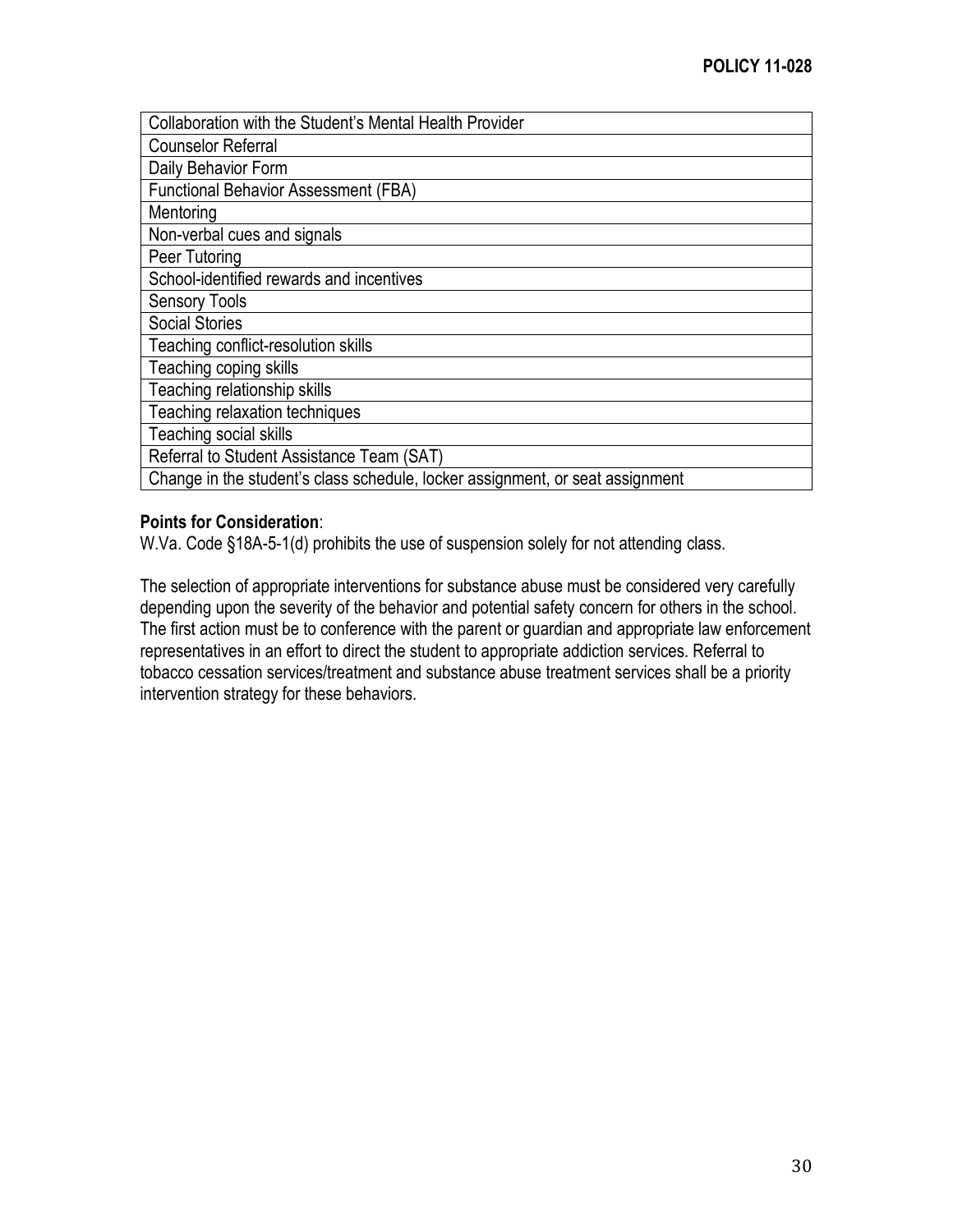| Collaboration with the Student's Mental Health Provider |
| --- |
| Counselor Referral |
| Daily Behavior Form |
| Functional Behavior Assessment (FBA) |
| Mentoring |
| Non-verbal cues and signals |
| Peer Tutoring |
| School-identified rewards and incentives |
| Sensory Tools |
| Social Stories |
| Teaching conflict-resolution skills |
| Teaching coping skills |
| Teaching relationship skills |
| Teaching relaxation techniques |
| Teaching social skills |
| Referral to Student Assistance Team (SAT) |
| Change in the student's class schedule, locker assignment, or seat assignment |

**Points for Consideration**:
W.Va. Code §18A-5-1(d) prohibits the use of suspension solely for not attending class.

The selection of appropriate interventions for substance abuse must be considered very carefully depending upon the severity of the behavior and potential safety concern for others in the school. The first action must be to conference with the parent or guardian and appropriate law enforcement representatives in an effort to direct the student to appropriate addiction services. Referral to tobacco cessation services/treatment and substance abuse treatment services shall be a priority intervention strategy for these behaviors.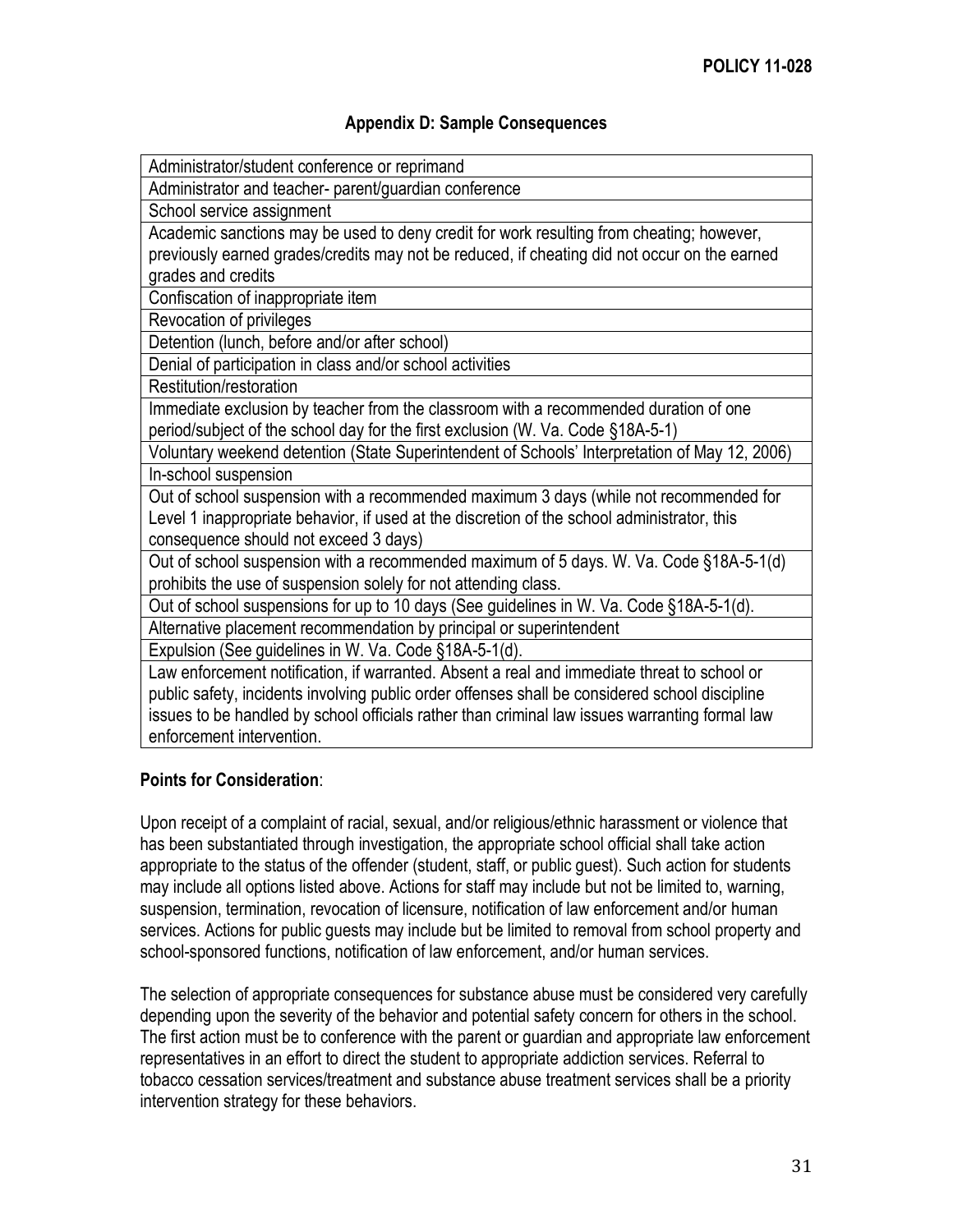## Appendix D: Sample Consequences

| |
|---|
| Administrator/student conference or reprimand |
| Administrator and teacher- parent/guardian conference |
| School service assignment |
| Academic sanctions may be used to deny credit for work resulting from cheating; however, previously earned grades/credits may not be reduced, if cheating did not occur on the earned grades and credits |
| Confiscation of inappropriate item |
| Revocation of privileges |
| Detention (lunch, before and/or after school) |
| Denial of participation in class and/or school activities |
| Restitution/restoration |
| Immediate exclusion by teacher from the classroom with a recommended duration of one period/subject of the school day for the first exclusion (W. Va. Code §18A-5-1) |
| Voluntary weekend detention (State Superintendent of Schools' Interpretation of May 12, 2006) |
| In-school suspension |
| Out of school suspension with a recommended maximum 3 days (while not recommended for Level 1 inappropriate behavior, if used at the discretion of the school administrator, this consequence should not exceed 3 days) |
| Out of school suspension with a recommended maximum of 5 days. W. Va. Code §18A-5-1(d) prohibits the use of suspension solely for not attending class. |
| Out of school suspensions for up to 10 days (See guidelines in W. Va. Code §18A-5-1(d). |
| Alternative placement recommendation by principal or superintendent |
| Expulsion (See guidelines in W. Va. Code §18A-5-1(d). |
| Law enforcement notification, if warranted. Absent a real and immediate threat to school or public safety, incidents involving public order offenses shall be considered school discipline issues to be handled by school officials rather than criminal law issues warranting formal law enforcement intervention. |

**Points for Consideration**:

Upon receipt of a complaint of racial, sexual, and/or religious/ethnic harassment or violence that has been substantiated through investigation, the appropriate school official shall take action appropriate to the status of the offender (student, staff, or public guest). Such action for students may include all options listed above. Actions for staff may include but not be limited to, warning, suspension, termination, revocation of licensure, notification of law enforcement and/or human services. Actions for public guests may include but be limited to removal from school property and school-sponsored functions, notification of law enforcement, and/or human services.

The selection of appropriate consequences for substance abuse must be considered very carefully depending upon the severity of the behavior and potential safety concern for others in the school. The first action must be to conference with the parent or guardian and appropriate law enforcement representatives in an effort to direct the student to appropriate addiction services. Referral to tobacco cessation services/treatment and substance abuse treatment services shall be a priority intervention strategy for these behaviors.